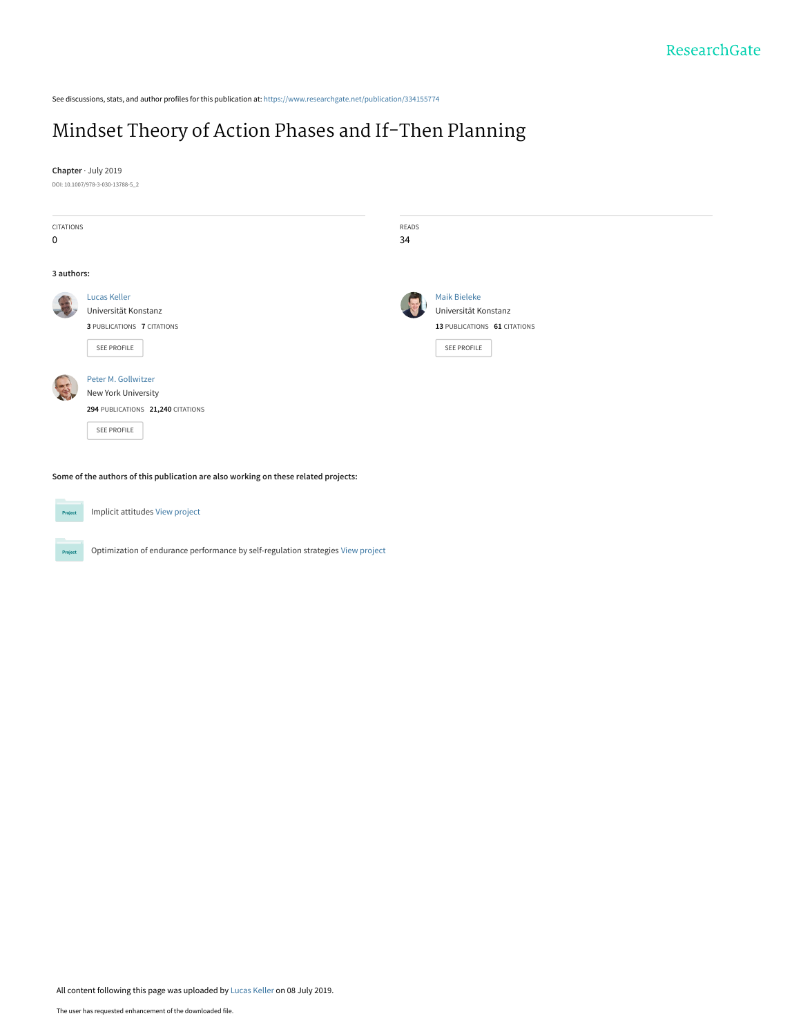ResearchGate

See discussions, stats, and author profiles for this publication at: https://www.researchgate.net/publication/334155774

# Mindset Theory of Action Phases and If-Then Planning

**Chapter** · July 2019

DOI: 10.1007/978-3-030-13788-5_2

CITATIONS
0

READS
34

**3 authors:**

Lucas Keller
Universität Konstanz
**3** PUBLICATIONS **7** CITATIONS
SEE PROFILE

Maik Bieleke
Universität Konstanz
**13** PUBLICATIONS **61** CITATIONS
SEE PROFILE

Peter M. Gollwitzer
New York University
**294** PUBLICATIONS **21,240** CITATIONS
SEE PROFILE

**Some of the authors of this publication are also working on these related projects:**

Project: Implicit attitudes View project

Project: Optimization of endurance performance by self-regulation strategies View project

All content following this page was uploaded by Lucas Keller on 08 July 2019.

The user has requested enhancement of the downloaded file.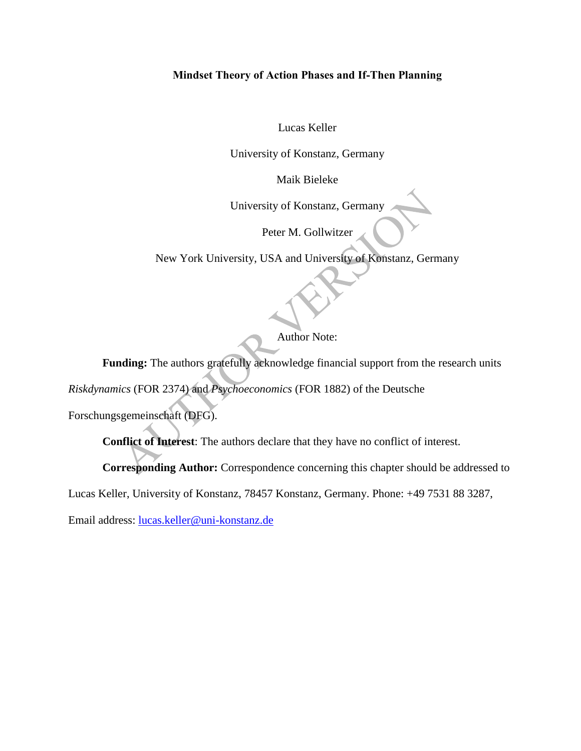# Mindset Theory of Action Phases and If-Then Planning

Lucas Keller

University of Konstanz, Germany

Maik Bieleke

University of Konstanz, Germany

Peter M. Gollwitzer

New York University, USA and University of Konstanz, Germany

Author Note:

**Funding:** The authors gratefully acknowledge financial support from the research units *Riskdynamics* (FOR 2374) and *Psychoeconomics* (FOR 1882) of the Deutsche Forschungsgemeinschaft (DFG).

**Conflict of Interest**: The authors declare that they have no conflict of interest.

**Corresponding Author:** Correspondence concerning this chapter should be addressed to Lucas Keller, University of Konstanz, 78457 Konstanz, Germany. Phone: +49 7531 88 3287, Email address: lucas.keller@uni-konstanz.de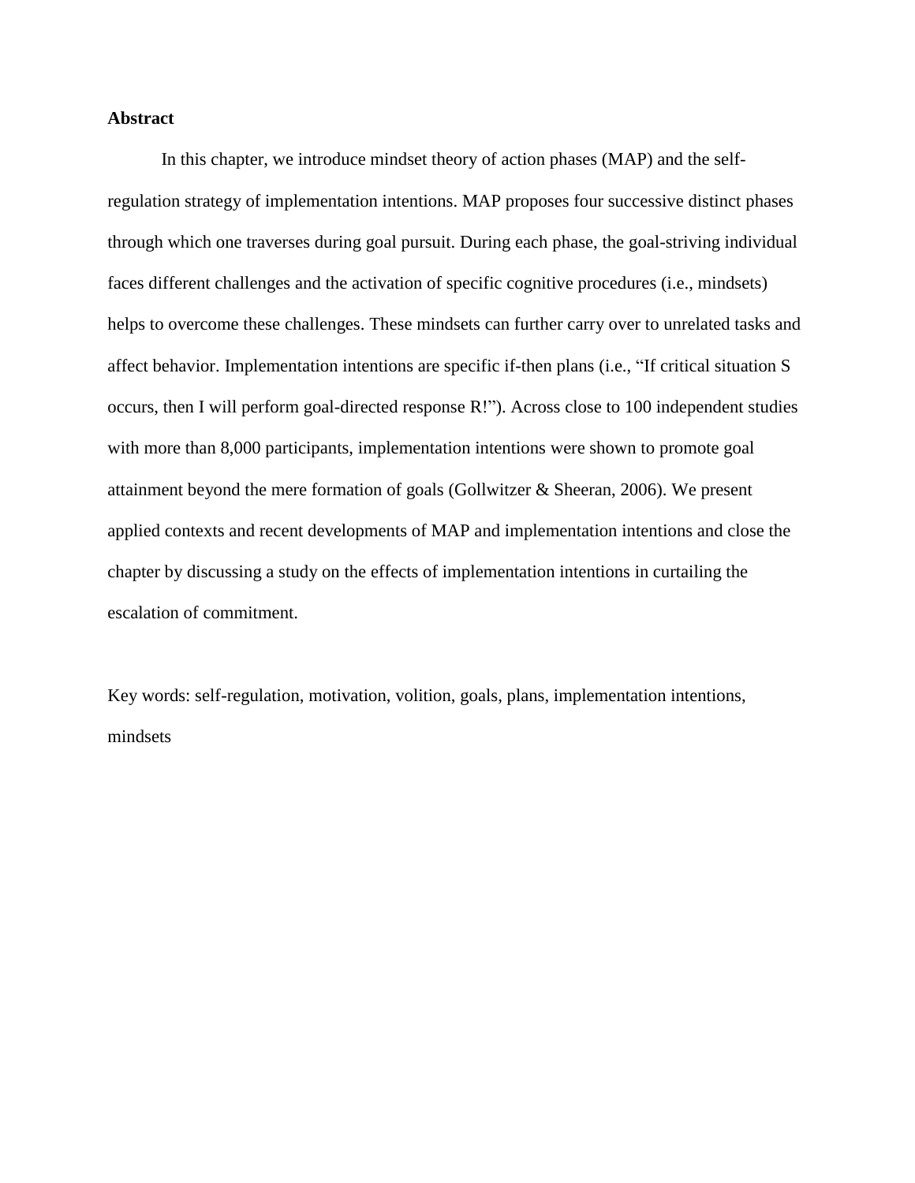**Abstract**

In this chapter, we introduce mindset theory of action phases (MAP) and the self-regulation strategy of implementation intentions. MAP proposes four successive distinct phases through which one traverses during goal pursuit. During each phase, the goal-striving individual faces different challenges and the activation of specific cognitive procedures (i.e., mindsets) helps to overcome these challenges. These mindsets can further carry over to unrelated tasks and affect behavior. Implementation intentions are specific if-then plans (i.e., "If critical situation S occurs, then I will perform goal-directed response R!"). Across close to 100 independent studies with more than 8,000 participants, implementation intentions were shown to promote goal attainment beyond the mere formation of goals (Gollwitzer & Sheeran, 2006). We present applied contexts and recent developments of MAP and implementation intentions and close the chapter by discussing a study on the effects of implementation intentions in curtailing the escalation of commitment.

Key words: self-regulation, motivation, volition, goals, plans, implementation intentions, mindsets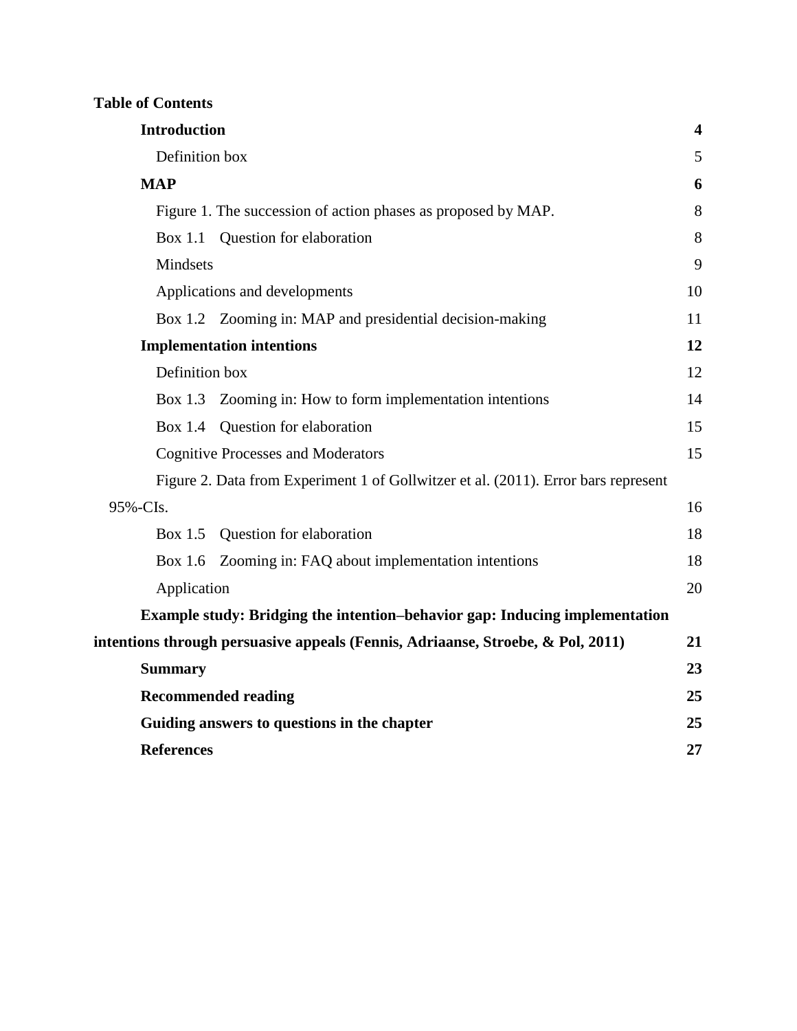**Table of Contents**

| | |
|---|---|
| **Introduction** | **4** |
| Definition box | 5 |
| **MAP** | **6** |
| Figure 1. The succession of action phases as proposed by MAP. | 8 |
| Box 1.1 Question for elaboration | 8 |
| Mindsets | 9 |
| Applications and developments | 10 |
| Box 1.2 Zooming in: MAP and presidential decision-making | 11 |
| **Implementation intentions** | **12** |
| Definition box | 12 |
| Box 1.3 Zooming in: How to form implementation intentions | 14 |
| Box 1.4 Question for elaboration | 15 |
| Cognitive Processes and Moderators | 15 |
| Figure 2. Data from Experiment 1 of Gollwitzer et al. (2011). Error bars represent 95%-CIs. | 16 |
| Box 1.5 Question for elaboration | 18 |
| Box 1.6 Zooming in: FAQ about implementation intentions | 18 |
| Application | 20 |
| **Example study: Bridging the intention–behavior gap: Inducing implementation intentions through persuasive appeals (Fennis, Adriaanse, Stroebe, & Pol, 2011)** | **21** |
| **Summary** | **23** |
| **Recommended reading** | **25** |
| **Guiding answers to questions in the chapter** | **25** |
| **References** | **27** |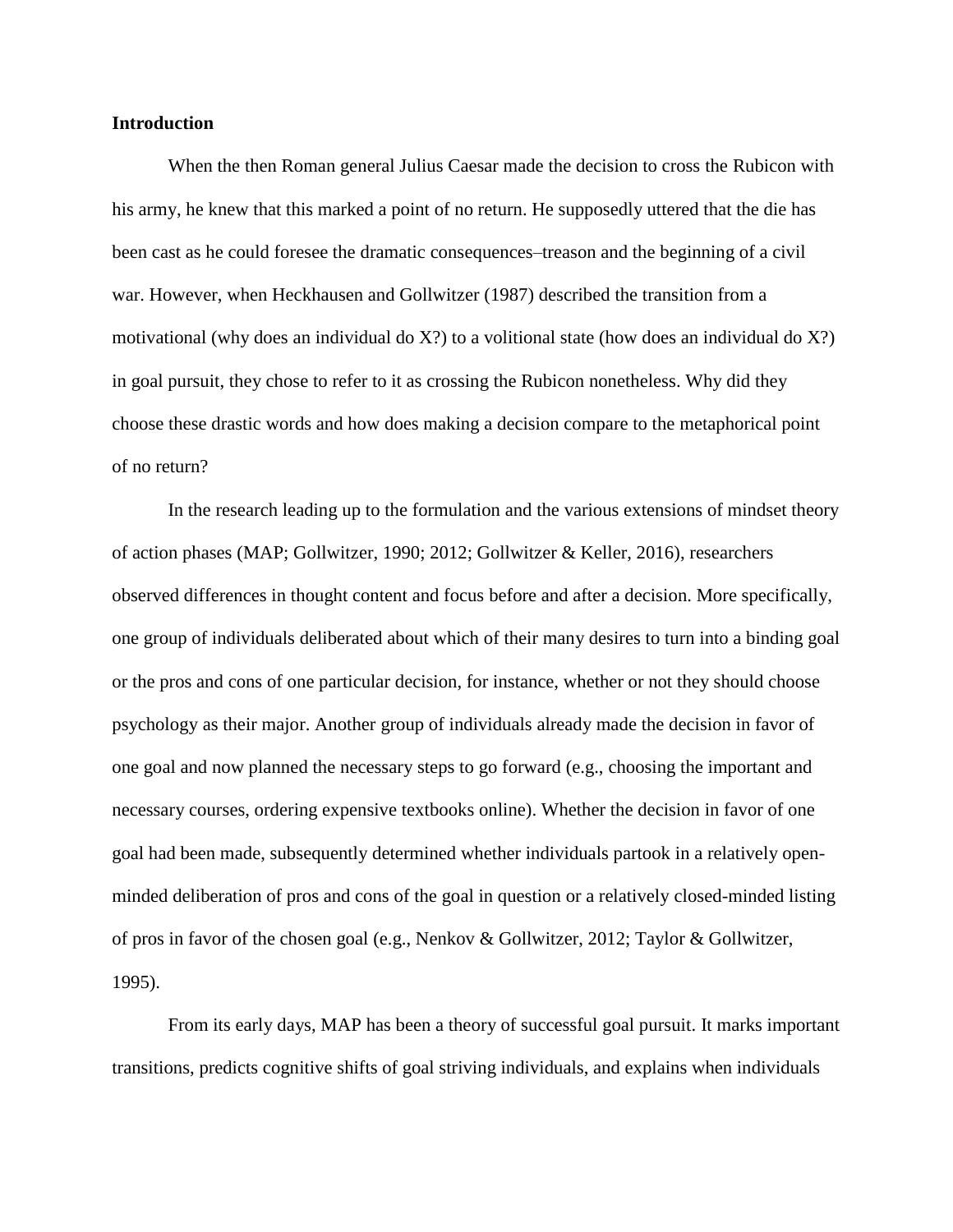**Introduction**

When the then Roman general Julius Caesar made the decision to cross the Rubicon with his army, he knew that this marked a point of no return. He supposedly uttered that the die has been cast as he could foresee the dramatic consequences–treason and the beginning of a civil war. However, when Heckhausen and Gollwitzer (1987) described the transition from a motivational (why does an individual do X?) to a volitional state (how does an individual do X?) in goal pursuit, they chose to refer to it as crossing the Rubicon nonetheless. Why did they choose these drastic words and how does making a decision compare to the metaphorical point of no return?

In the research leading up to the formulation and the various extensions of mindset theory of action phases (MAP; Gollwitzer, 1990; 2012; Gollwitzer & Keller, 2016), researchers observed differences in thought content and focus before and after a decision. More specifically, one group of individuals deliberated about which of their many desires to turn into a binding goal or the pros and cons of one particular decision, for instance, whether or not they should choose psychology as their major. Another group of individuals already made the decision in favor of one goal and now planned the necessary steps to go forward (e.g., choosing the important and necessary courses, ordering expensive textbooks online). Whether the decision in favor of one goal had been made, subsequently determined whether individuals partook in a relatively open-minded deliberation of pros and cons of the goal in question or a relatively closed-minded listing of pros in favor of the chosen goal (e.g., Nenkov & Gollwitzer, 2012; Taylor & Gollwitzer, 1995).

From its early days, MAP has been a theory of successful goal pursuit. It marks important transitions, predicts cognitive shifts of goal striving individuals, and explains when individuals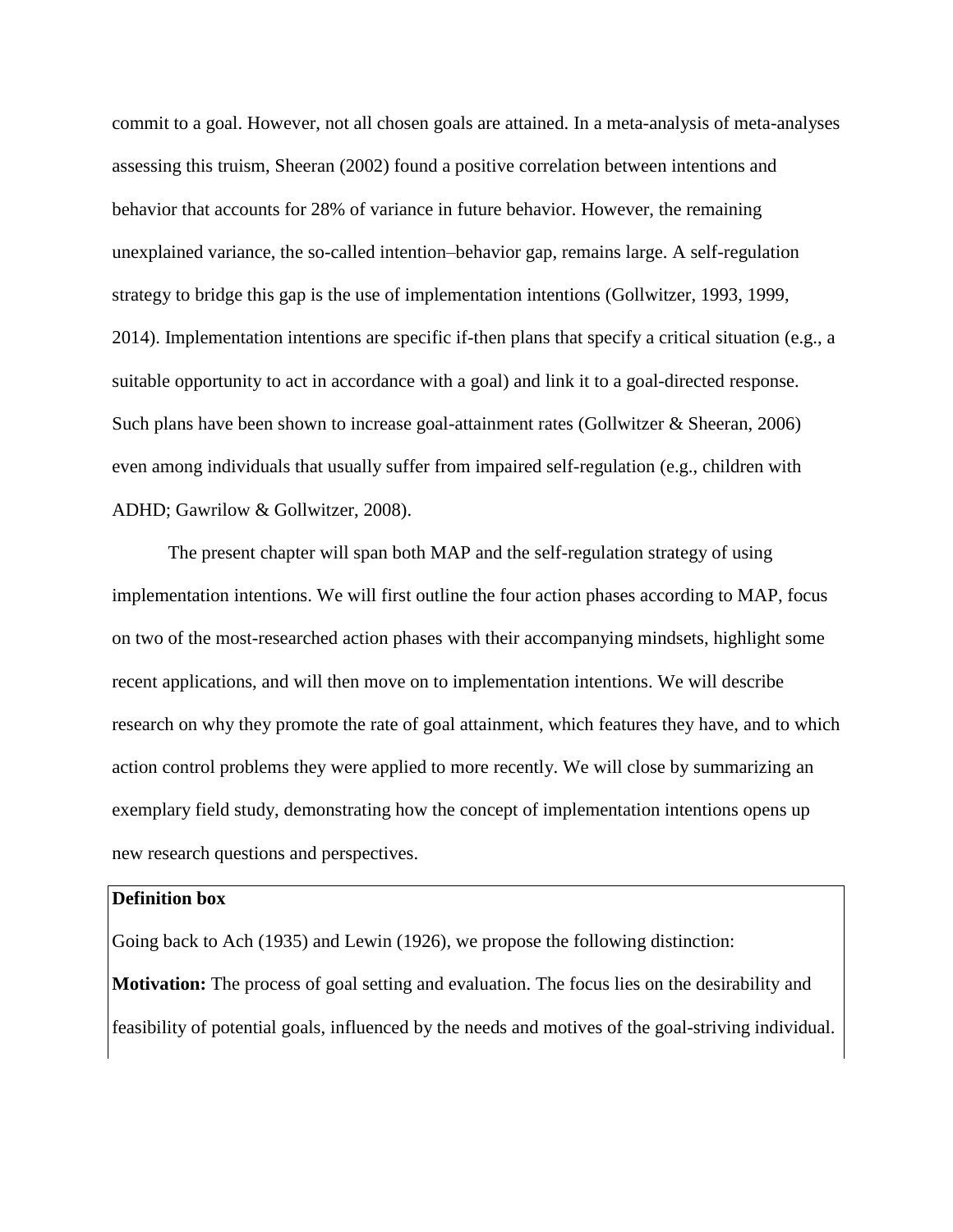commit to a goal. However, not all chosen goals are attained. In a meta-analysis of meta-analyses assessing this truism, Sheeran (2002) found a positive correlation between intentions and behavior that accounts for 28% of variance in future behavior. However, the remaining unexplained variance, the so-called intention–behavior gap, remains large. A self-regulation strategy to bridge this gap is the use of implementation intentions (Gollwitzer, 1993, 1999, 2014). Implementation intentions are specific if-then plans that specify a critical situation (e.g., a suitable opportunity to act in accordance with a goal) and link it to a goal-directed response. Such plans have been shown to increase goal-attainment rates (Gollwitzer & Sheeran, 2006) even among individuals that usually suffer from impaired self-regulation (e.g., children with ADHD; Gawrilow & Gollwitzer, 2008).

The present chapter will span both MAP and the self-regulation strategy of using implementation intentions. We will first outline the four action phases according to MAP, focus on two of the most-researched action phases with their accompanying mindsets, highlight some recent applications, and will then move on to implementation intentions. We will describe research on why they promote the rate of goal attainment, which features they have, and to which action control problems they were applied to more recently. We will close by summarizing an exemplary field study, demonstrating how the concept of implementation intentions opens up new research questions and perspectives.

**Definition box**

Going back to Ach (1935) and Lewin (1926), we propose the following distinction:

**Motivation:** The process of goal setting and evaluation. The focus lies on the desirability and feasibility of potential goals, influenced by the needs and motives of the goal-striving individual.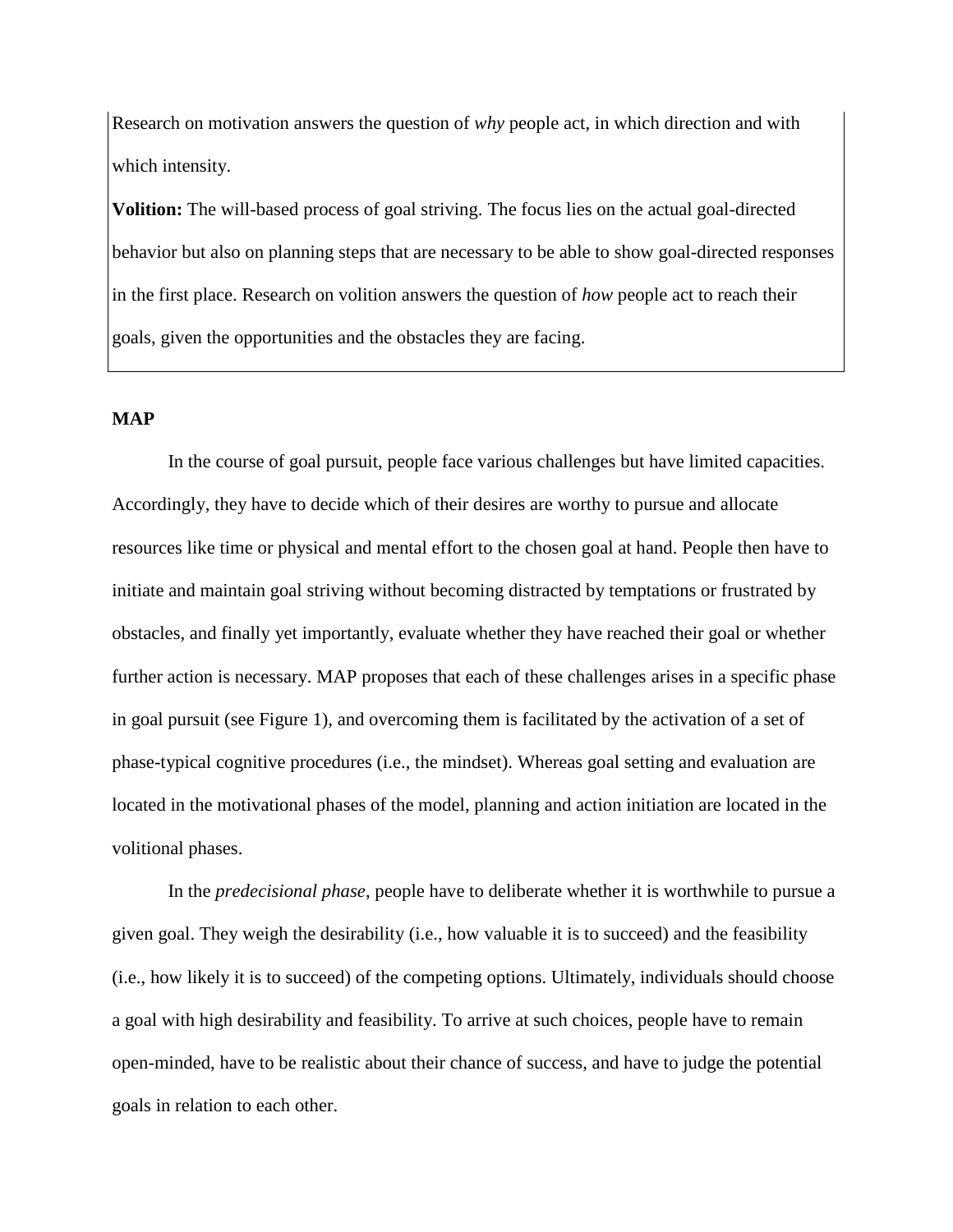Research on motivation answers the question of *why* people act, in which direction and with which intensity.

**Volition:** The will-based process of goal striving. The focus lies on the actual goal-directed behavior but also on planning steps that are necessary to be able to show goal-directed responses in the first place. Research on volition answers the question of *how* people act to reach their goals, given the opportunities and the obstacles they are facing.

**MAP**

In the course of goal pursuit, people face various challenges but have limited capacities. Accordingly, they have to decide which of their desires are worthy to pursue and allocate resources like time or physical and mental effort to the chosen goal at hand. People then have to initiate and maintain goal striving without becoming distracted by temptations or frustrated by obstacles, and finally yet importantly, evaluate whether they have reached their goal or whether further action is necessary. MAP proposes that each of these challenges arises in a specific phase in goal pursuit (see Figure 1), and overcoming them is facilitated by the activation of a set of phase-typical cognitive procedures (i.e., the mindset). Whereas goal setting and evaluation are located in the motivational phases of the model, planning and action initiation are located in the volitional phases.

In the *predecisional phase*, people have to deliberate whether it is worthwhile to pursue a given goal. They weigh the desirability (i.e., how valuable it is to succeed) and the feasibility (i.e., how likely it is to succeed) of the competing options. Ultimately, individuals should choose a goal with high desirability and feasibility. To arrive at such choices, people have to remain open-minded, have to be realistic about their chance of success, and have to judge the potential goals in relation to each other.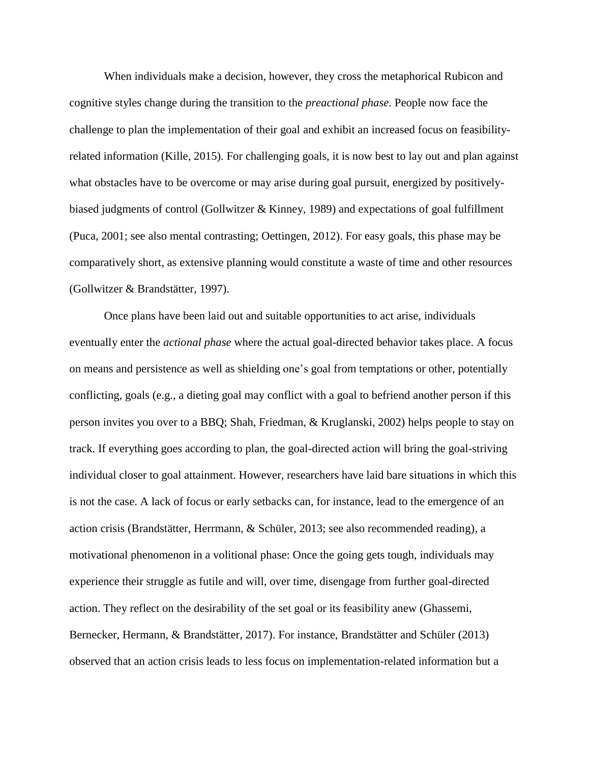When individuals make a decision, however, they cross the metaphorical Rubicon and cognitive styles change during the transition to the *preactional phase*. People now face the challenge to plan the implementation of their goal and exhibit an increased focus on feasibility-related information (Kille, 2015). For challenging goals, it is now best to lay out and plan against what obstacles have to be overcome or may arise during goal pursuit, energized by positively-biased judgments of control (Gollwitzer & Kinney, 1989) and expectations of goal fulfillment (Puca, 2001; see also mental contrasting; Oettingen, 2012). For easy goals, this phase may be comparatively short, as extensive planning would constitute a waste of time and other resources (Gollwitzer & Brandstätter, 1997).

Once plans have been laid out and suitable opportunities to act arise, individuals eventually enter the *actional phase* where the actual goal-directed behavior takes place. A focus on means and persistence as well as shielding one's goal from temptations or other, potentially conflicting, goals (e.g., a dieting goal may conflict with a goal to befriend another person if this person invites you over to a BBQ; Shah, Friedman, & Kruglanski, 2002) helps people to stay on track. If everything goes according to plan, the goal-directed action will bring the goal-striving individual closer to goal attainment. However, researchers have laid bare situations in which this is not the case. A lack of focus or early setbacks can, for instance, lead to the emergence of an action crisis (Brandstätter, Herrmann, & Schüler, 2013; see also recommended reading), a motivational phenomenon in a volitional phase: Once the going gets tough, individuals may experience their struggle as futile and will, over time, disengage from further goal-directed action. They reflect on the desirability of the set goal or its feasibility anew (Ghassemi, Bernecker, Hermann, & Brandstätter, 2017). For instance, Brandstätter and Schüler (2013) observed that an action crisis leads to less focus on implementation-related information but a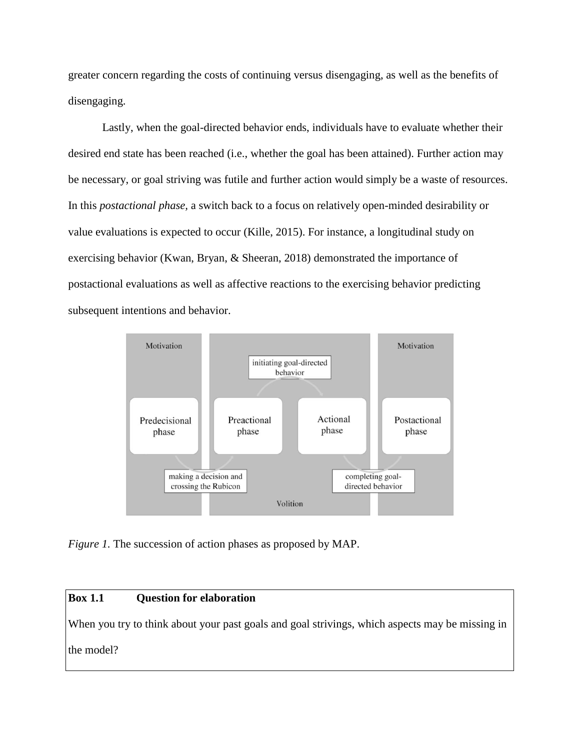greater concern regarding the costs of continuing versus disengaging, as well as the benefits of disengaging.

Lastly, when the goal-directed behavior ends, individuals have to evaluate whether their desired end state has been reached (i.e., whether the goal has been attained). Further action may be necessary, or goal striving was futile and further action would simply be a waste of resources. In this *postactional phase*, a switch back to a focus on relatively open-minded desirability or value evaluations is expected to occur (Kille, 2015). For instance, a longitudinal study on exercising behavior (Kwan, Bryan, & Sheeran, 2018) demonstrated the importance of postactional evaluations as well as affective reactions to the exercising behavior predicting subsequent intentions and behavior.

*Figure 1.* The succession of action phases as proposed by MAP.

| **Box 1.1 Question for elaboration** |
| --- |
| When you try to think about your past goals and goal strivings, which aspects may be missing in the model? |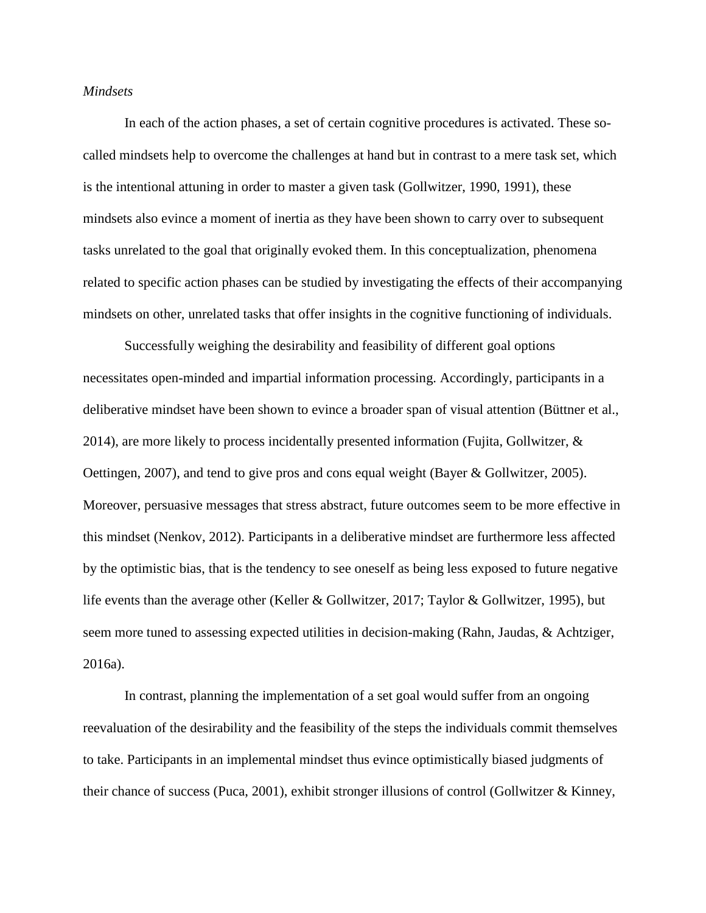*Mindsets*

In each of the action phases, a set of certain cognitive procedures is activated. These so-called mindsets help to overcome the challenges at hand but in contrast to a mere task set, which is the intentional attuning in order to master a given task (Gollwitzer, 1990, 1991), these mindsets also evince a moment of inertia as they have been shown to carry over to subsequent tasks unrelated to the goal that originally evoked them. In this conceptualization, phenomena related to specific action phases can be studied by investigating the effects of their accompanying mindsets on other, unrelated tasks that offer insights in the cognitive functioning of individuals.

Successfully weighing the desirability and feasibility of different goal options necessitates open-minded and impartial information processing. Accordingly, participants in a deliberative mindset have been shown to evince a broader span of visual attention (Büttner et al., 2014), are more likely to process incidentally presented information (Fujita, Gollwitzer, & Oettingen, 2007), and tend to give pros and cons equal weight (Bayer & Gollwitzer, 2005). Moreover, persuasive messages that stress abstract, future outcomes seem to be more effective in this mindset (Nenkov, 2012). Participants in a deliberative mindset are furthermore less affected by the optimistic bias, that is the tendency to see oneself as being less exposed to future negative life events than the average other (Keller & Gollwitzer, 2017; Taylor & Gollwitzer, 1995), but seem more tuned to assessing expected utilities in decision-making (Rahn, Jaudas, & Achtziger, 2016a).

In contrast, planning the implementation of a set goal would suffer from an ongoing reevaluation of the desirability and the feasibility of the steps the individuals commit themselves to take. Participants in an implemental mindset thus evince optimistically biased judgments of their chance of success (Puca, 2001), exhibit stronger illusions of control (Gollwitzer & Kinney,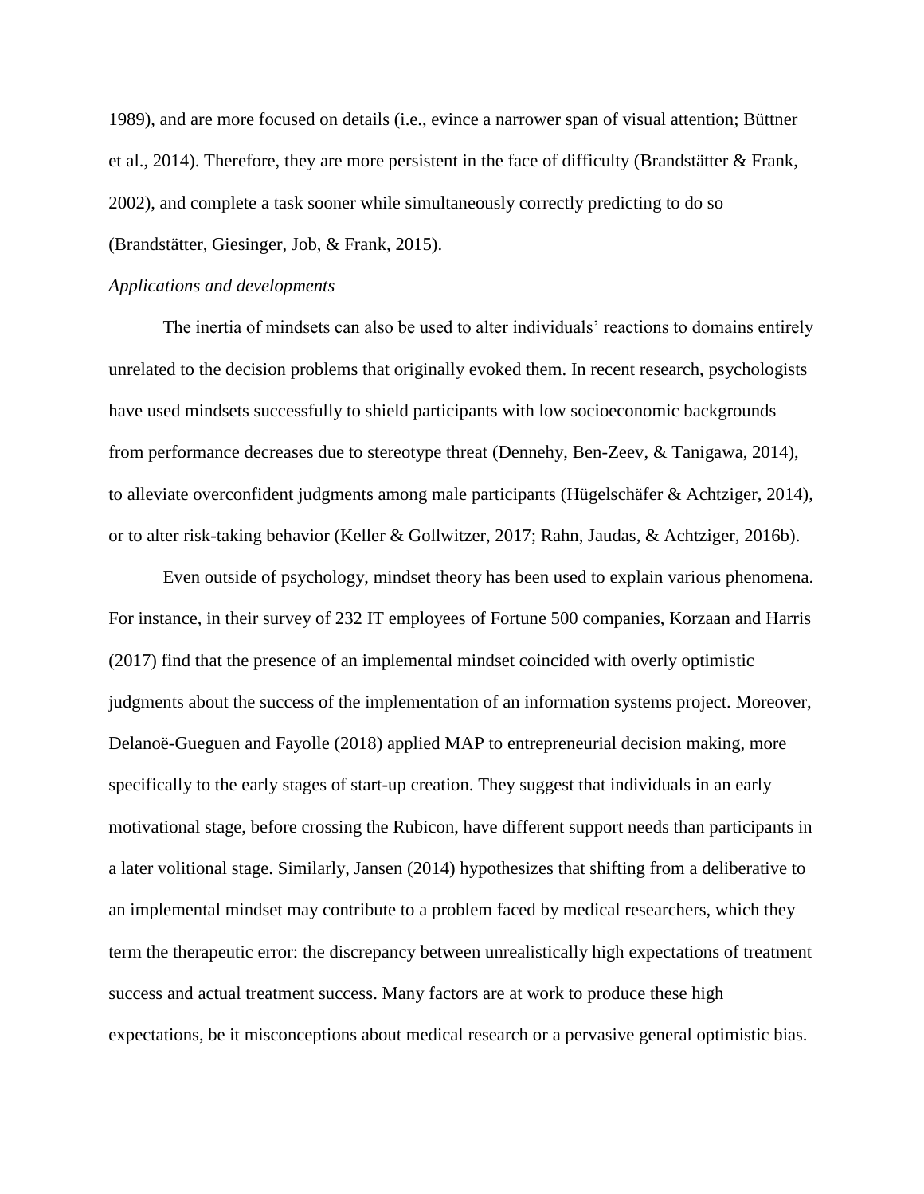1989), and are more focused on details (i.e., evince a narrower span of visual attention; Büttner et al., 2014). Therefore, they are more persistent in the face of difficulty (Brandstätter & Frank, 2002), and complete a task sooner while simultaneously correctly predicting to do so (Brandstätter, Giesinger, Job, & Frank, 2015).

*Applications and developments*

The inertia of mindsets can also be used to alter individuals' reactions to domains entirely unrelated to the decision problems that originally evoked them. In recent research, psychologists have used mindsets successfully to shield participants with low socioeconomic backgrounds from performance decreases due to stereotype threat (Dennehy, Ben-Zeev, & Tanigawa, 2014), to alleviate overconfident judgments among male participants (Hügelschäfer & Achtziger, 2014), or to alter risk-taking behavior (Keller & Gollwitzer, 2017; Rahn, Jaudas, & Achtziger, 2016b).

Even outside of psychology, mindset theory has been used to explain various phenomena. For instance, in their survey of 232 IT employees of Fortune 500 companies, Korzaan and Harris (2017) find that the presence of an implemental mindset coincided with overly optimistic judgments about the success of the implementation of an information systems project. Moreover, Delanoë-Gueguen and Fayolle (2018) applied MAP to entrepreneurial decision making, more specifically to the early stages of start-up creation. They suggest that individuals in an early motivational stage, before crossing the Rubicon, have different support needs than participants in a later volitional stage. Similarly, Jansen (2014) hypothesizes that shifting from a deliberative to an implemental mindset may contribute to a problem faced by medical researchers, which they term the therapeutic error: the discrepancy between unrealistically high expectations of treatment success and actual treatment success. Many factors are at work to produce these high expectations, be it misconceptions about medical research or a pervasive general optimistic bias.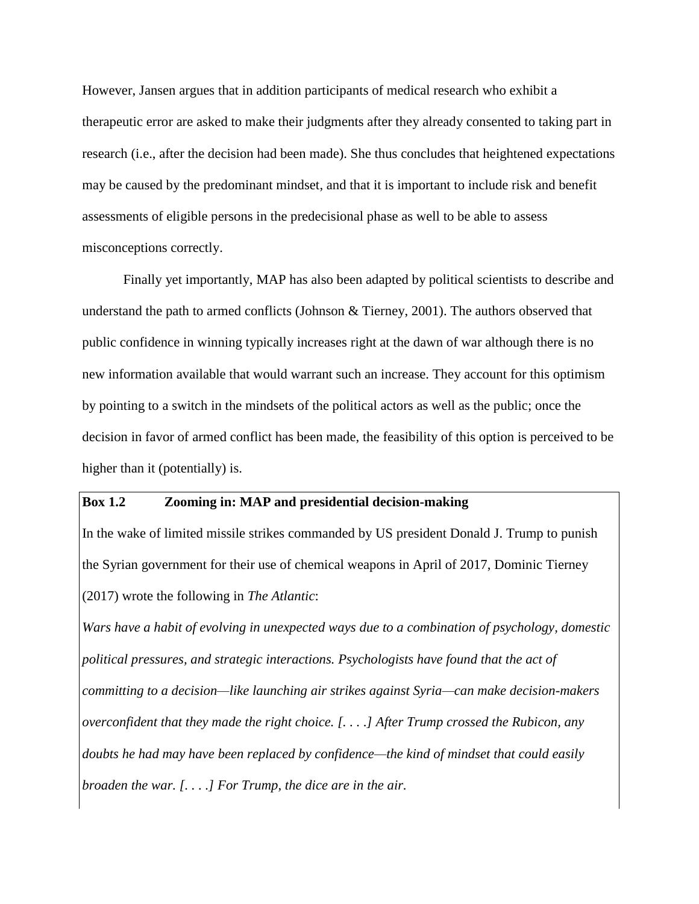However, Jansen argues that in addition participants of medical research who exhibit a therapeutic error are asked to make their judgments after they already consented to taking part in research (i.e., after the decision had been made). She thus concludes that heightened expectations may be caused by the predominant mindset, and that it is important to include risk and benefit assessments of eligible persons in the predecisional phase as well to be able to assess misconceptions correctly.

Finally yet importantly, MAP has also been adapted by political scientists to describe and understand the path to armed conflicts (Johnson & Tierney, 2001). The authors observed that public confidence in winning typically increases right at the dawn of war although there is no new information available that would warrant such an increase. They account for this optimism by pointing to a switch in the mindsets of the political actors as well as the public; once the decision in favor of armed conflict has been made, the feasibility of this option is perceived to be higher than it (potentially) is.

**Box 1.2 Zooming in: MAP and presidential decision-making**

In the wake of limited missile strikes commanded by US president Donald J. Trump to punish the Syrian government for their use of chemical weapons in April of 2017, Dominic Tierney (2017) wrote the following in *The Atlantic*:

*Wars have a habit of evolving in unexpected ways due to a combination of psychology, domestic political pressures, and strategic interactions. Psychologists have found that the act of committing to a decision—like launching air strikes against Syria—can make decision-makers overconfident that they made the right choice. [. . . .] After Trump crossed the Rubicon, any doubts he had may have been replaced by confidence—the kind of mindset that could easily broaden the war. [. . . .] For Trump, the dice are in the air.*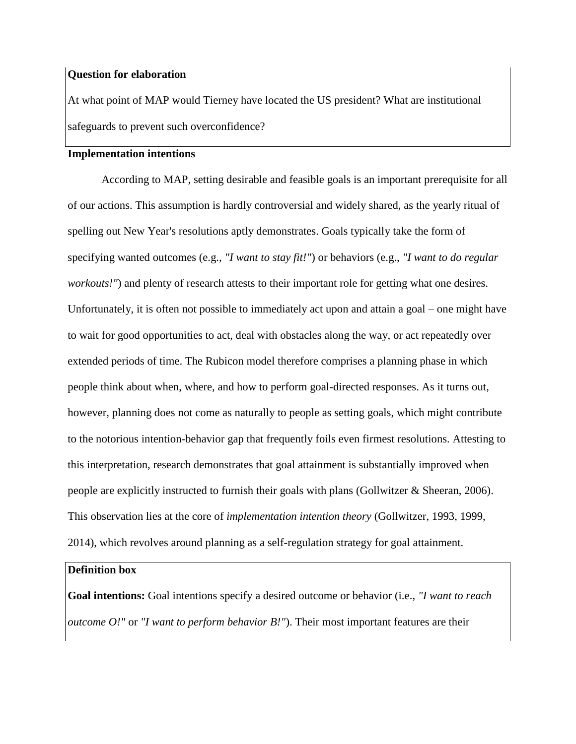**Question for elaboration**

At what point of MAP would Tierney have located the US president? What are institutional safeguards to prevent such overconfidence?

**Implementation intentions**

According to MAP, setting desirable and feasible goals is an important prerequisite for all of our actions. This assumption is hardly controversial and widely shared, as the yearly ritual of spelling out New Year's resolutions aptly demonstrates. Goals typically take the form of specifying wanted outcomes (e.g., *"I want to stay fit!"*) or behaviors (e.g., *"I want to do regular workouts!"*) and plenty of research attests to their important role for getting what one desires. Unfortunately, it is often not possible to immediately act upon and attain a goal – one might have to wait for good opportunities to act, deal with obstacles along the way, or act repeatedly over extended periods of time. The Rubicon model therefore comprises a planning phase in which people think about when, where, and how to perform goal-directed responses. As it turns out, however, planning does not come as naturally to people as setting goals, which might contribute to the notorious intention-behavior gap that frequently foils even firmest resolutions. Attesting to this interpretation, research demonstrates that goal attainment is substantially improved when people are explicitly instructed to furnish their goals with plans (Gollwitzer & Sheeran, 2006). This observation lies at the core of *implementation intention theory* (Gollwitzer, 1993, 1999, 2014), which revolves around planning as a self-regulation strategy for goal attainment.

**Definition box**

**Goal intentions:** Goal intentions specify a desired outcome or behavior (i.e., *"I want to reach outcome O!"* or *"I want to perform behavior B!"*). Their most important features are their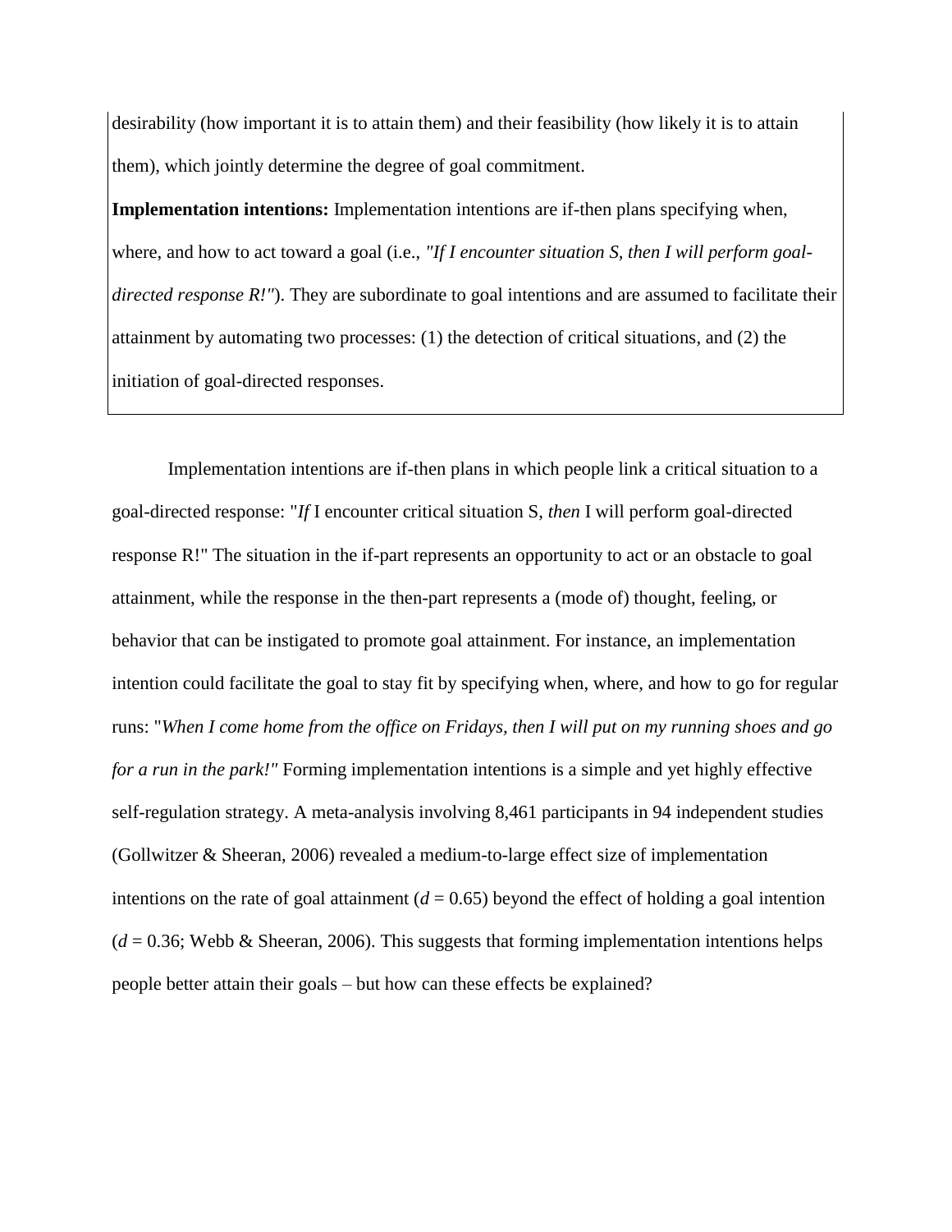desirability (how important it is to attain them) and their feasibility (how likely it is to attain them), which jointly determine the degree of goal commitment.

**Implementation intentions:** Implementation intentions are if-then plans specifying when, where, and how to act toward a goal (i.e., *"If I encounter situation S, then I will perform goal-directed response R!"*). They are subordinate to goal intentions and are assumed to facilitate their attainment by automating two processes: (1) the detection of critical situations, and (2) the initiation of goal-directed responses.

Implementation intentions are if-then plans in which people link a critical situation to a goal-directed response: "*If* I encounter critical situation S, *then* I will perform goal-directed response R!" The situation in the if-part represents an opportunity to act or an obstacle to goal attainment, while the response in the then-part represents a (mode of) thought, feeling, or behavior that can be instigated to promote goal attainment. For instance, an implementation intention could facilitate the goal to stay fit by specifying when, where, and how to go for regular runs: "*When I come home from the office on Fridays, then I will put on my running shoes and go for a run in the park!"* Forming implementation intentions is a simple and yet highly effective self-regulation strategy. A meta-analysis involving 8,461 participants in 94 independent studies (Gollwitzer & Sheeran, 2006) revealed a medium-to-large effect size of implementation intentions on the rate of goal attainment ($d = 0.65$) beyond the effect of holding a goal intention ($d = 0.36$; Webb & Sheeran, 2006). This suggests that forming implementation intentions helps people better attain their goals – but how can these effects be explained?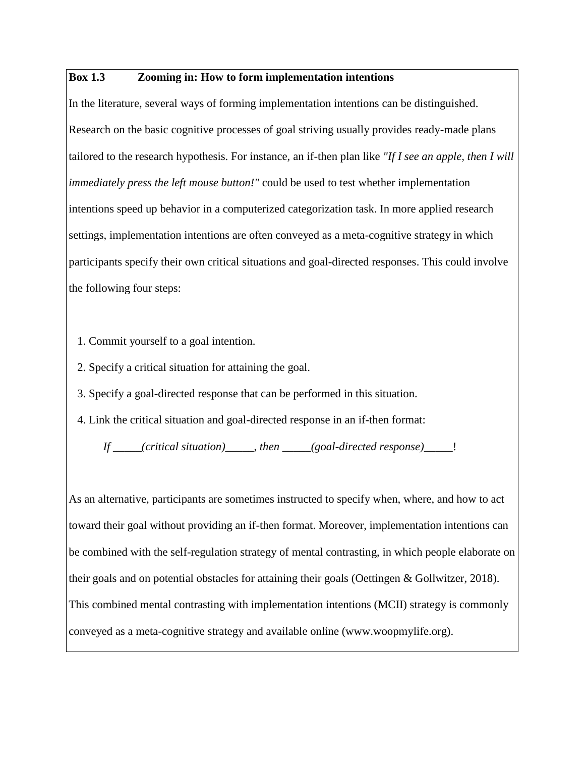**Box 1.3 Zooming in: How to form implementation intentions**

In the literature, several ways of forming implementation intentions can be distinguished. Research on the basic cognitive processes of goal striving usually provides ready-made plans tailored to the research hypothesis. For instance, an if-then plan like *"If I see an apple, then I will immediately press the left mouse button!"* could be used to test whether implementation intentions speed up behavior in a computerized categorization task. In more applied research settings, implementation intentions are often conveyed as a meta-cognitive strategy in which participants specify their own critical situations and goal-directed responses. This could involve the following four steps:

1. Commit yourself to a goal intention.
2. Specify a critical situation for attaining the goal.
3. Specify a goal-directed response that can be performed in this situation.
4. Link the critical situation and goal-directed response in an if-then format:

   *If _____(critical situation)_____, then _____(goal-directed response)_____*!

As an alternative, participants are sometimes instructed to specify when, where, and how to act toward their goal without providing an if-then format. Moreover, implementation intentions can be combined with the self-regulation strategy of mental contrasting, in which people elaborate on their goals and on potential obstacles for attaining their goals (Oettingen & Gollwitzer, 2018). This combined mental contrasting with implementation intentions (MCII) strategy is commonly conveyed as a meta-cognitive strategy and available online (www.woopmylife.org).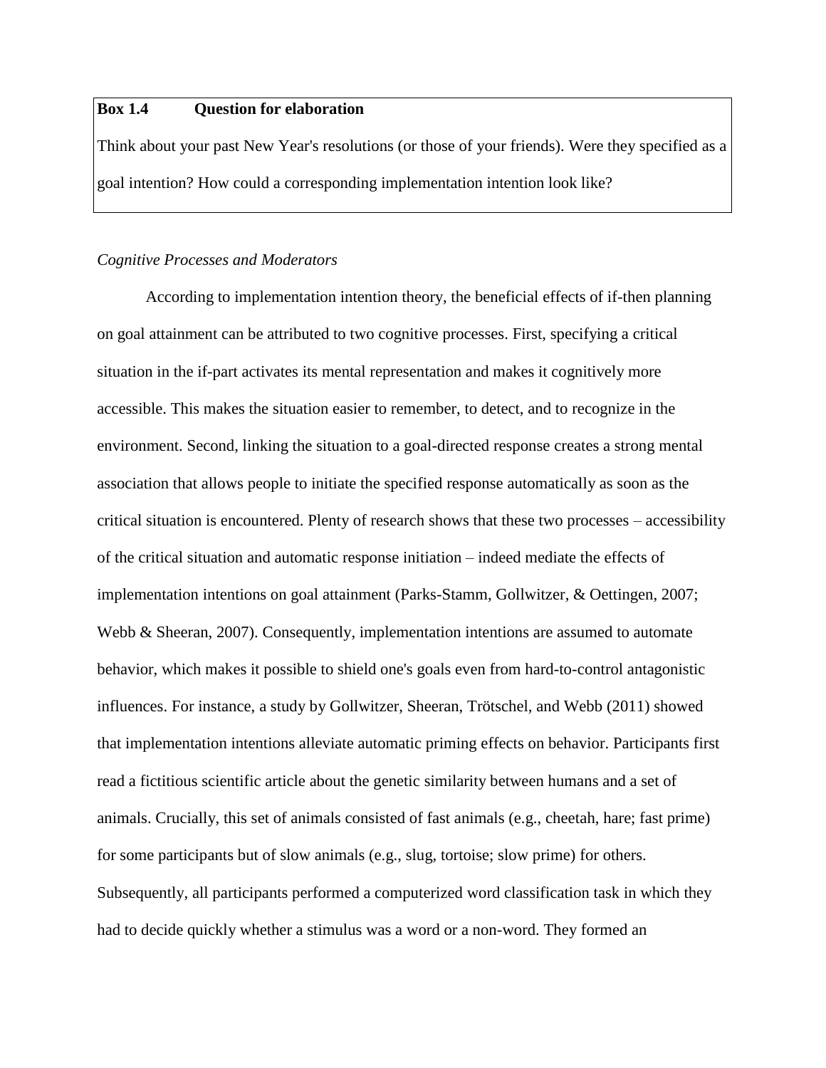> **Box 1.4 Question for elaboration**
>
> Think about your past New Year's resolutions (or those of your friends). Were they specified as a goal intention? How could a corresponding implementation intention look like?

*Cognitive Processes and Moderators*

According to implementation intention theory, the beneficial effects of if-then planning on goal attainment can be attributed to two cognitive processes. First, specifying a critical situation in the if-part activates its mental representation and makes it cognitively more accessible. This makes the situation easier to remember, to detect, and to recognize in the environment. Second, linking the situation to a goal-directed response creates a strong mental association that allows people to initiate the specified response automatically as soon as the critical situation is encountered. Plenty of research shows that these two processes – accessibility of the critical situation and automatic response initiation – indeed mediate the effects of implementation intentions on goal attainment (Parks-Stamm, Gollwitzer, & Oettingen, 2007; Webb & Sheeran, 2007). Consequently, implementation intentions are assumed to automate behavior, which makes it possible to shield one's goals even from hard-to-control antagonistic influences. For instance, a study by Gollwitzer, Sheeran, Trötschel, and Webb (2011) showed that implementation intentions alleviate automatic priming effects on behavior. Participants first read a fictitious scientific article about the genetic similarity between humans and a set of animals. Crucially, this set of animals consisted of fast animals (e.g., cheetah, hare; fast prime) for some participants but of slow animals (e.g., slug, tortoise; slow prime) for others. Subsequently, all participants performed a computerized word classification task in which they had to decide quickly whether a stimulus was a word or a non-word. They formed an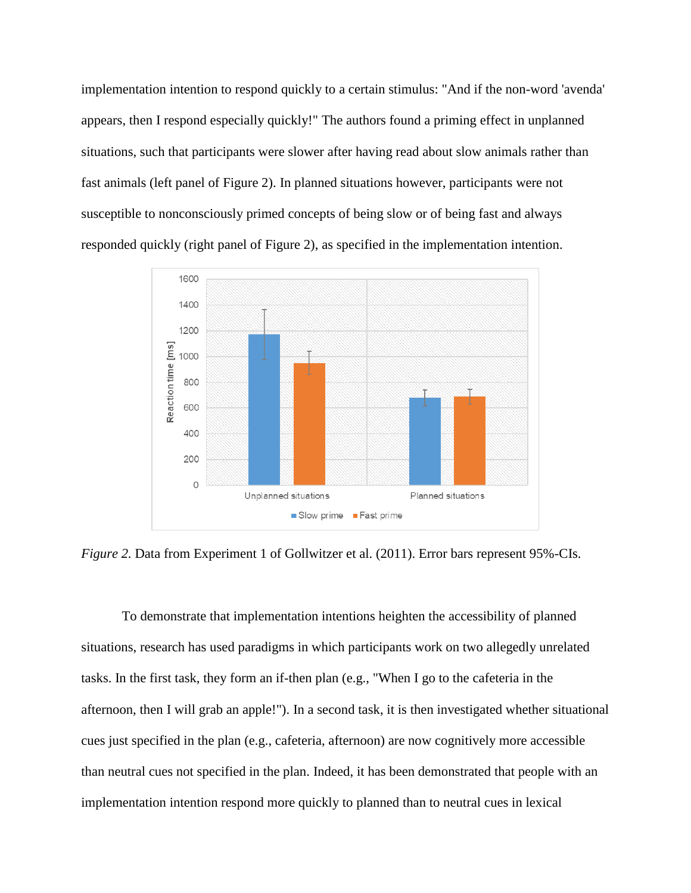implementation intention to respond quickly to a certain stimulus: "And if the non-word 'avenda' appears, then I respond especially quickly!" The authors found a priming effect in unplanned situations, such that participants were slower after having read about slow animals rather than fast animals (left panel of Figure 2). In planned situations however, participants were not susceptible to nonconsciously primed concepts of being slow or of being fast and always responded quickly (right panel of Figure 2), as specified in the implementation intention.

*Figure 2.* Data from Experiment 1 of Gollwitzer et al. (2011). Error bars represent 95%-CIs.

To demonstrate that implementation intentions heighten the accessibility of planned situations, research has used paradigms in which participants work on two allegedly unrelated tasks. In the first task, they form an if-then plan (e.g., "When I go to the cafeteria in the afternoon, then I will grab an apple!"). In a second task, it is then investigated whether situational cues just specified in the plan (e.g., cafeteria, afternoon) are now cognitively more accessible than neutral cues not specified in the plan. Indeed, it has been demonstrated that people with an implementation intention respond more quickly to planned than to neutral cues in lexical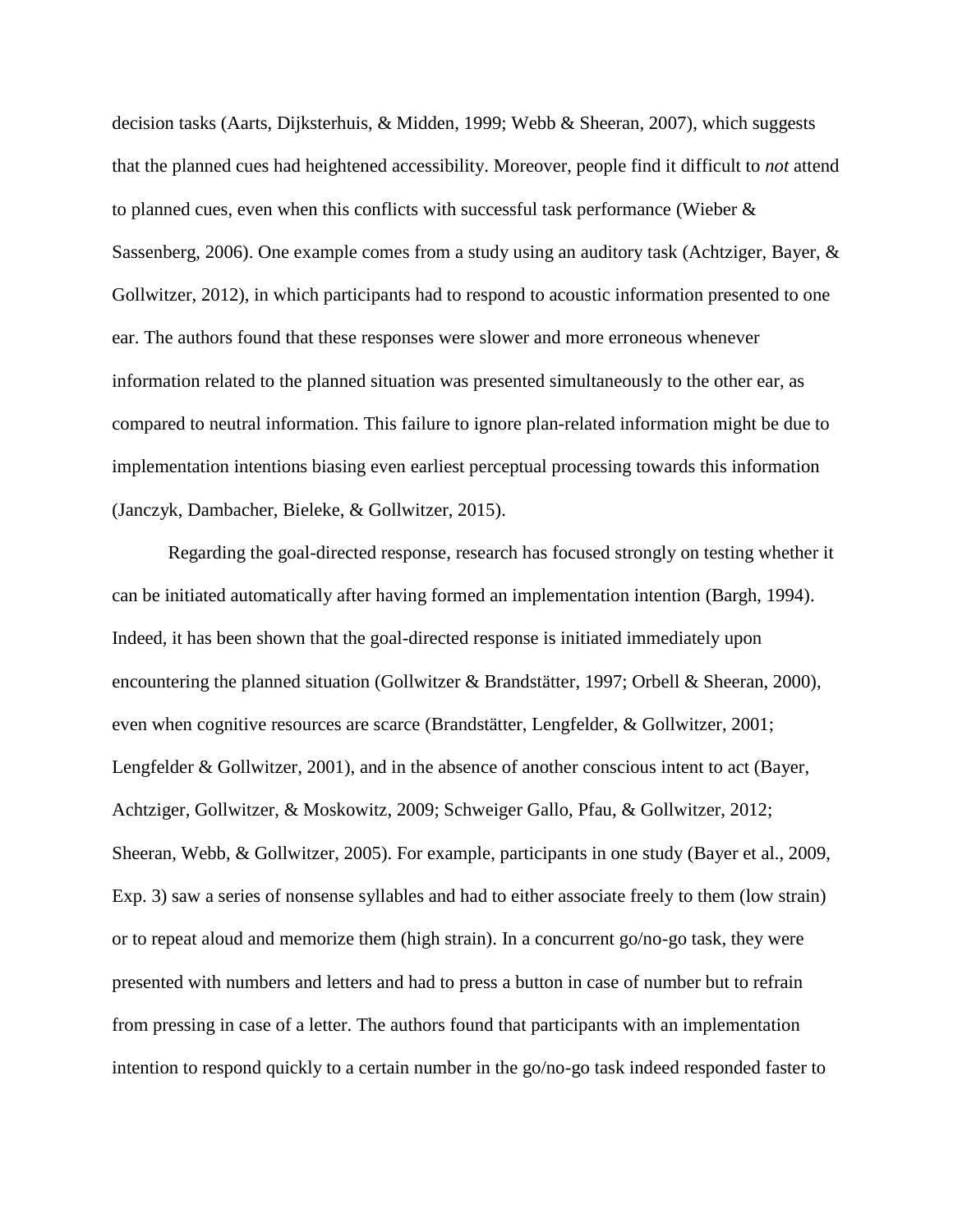decision tasks (Aarts, Dijksterhuis, & Midden, 1999; Webb & Sheeran, 2007), which suggests that the planned cues had heightened accessibility. Moreover, people find it difficult to *not* attend to planned cues, even when this conflicts with successful task performance (Wieber & Sassenberg, 2006). One example comes from a study using an auditory task (Achtziger, Bayer, & Gollwitzer, 2012), in which participants had to respond to acoustic information presented to one ear. The authors found that these responses were slower and more erroneous whenever information related to the planned situation was presented simultaneously to the other ear, as compared to neutral information. This failure to ignore plan-related information might be due to implementation intentions biasing even earliest perceptual processing towards this information (Janczyk, Dambacher, Bieleke, & Gollwitzer, 2015).

Regarding the goal-directed response, research has focused strongly on testing whether it can be initiated automatically after having formed an implementation intention (Bargh, 1994). Indeed, it has been shown that the goal-directed response is initiated immediately upon encountering the planned situation (Gollwitzer & Brandstätter, 1997; Orbell & Sheeran, 2000), even when cognitive resources are scarce (Brandstätter, Lengfelder, & Gollwitzer, 2001; Lengfelder & Gollwitzer, 2001), and in the absence of another conscious intent to act (Bayer, Achtziger, Gollwitzer, & Moskowitz, 2009; Schweiger Gallo, Pfau, & Gollwitzer, 2012; Sheeran, Webb, & Gollwitzer, 2005). For example, participants in one study (Bayer et al., 2009, Exp. 3) saw a series of nonsense syllables and had to either associate freely to them (low strain) or to repeat aloud and memorize them (high strain). In a concurrent go/no-go task, they were presented with numbers and letters and had to press a button in case of number but to refrain from pressing in case of a letter. The authors found that participants with an implementation intention to respond quickly to a certain number in the go/no-go task indeed responded faster to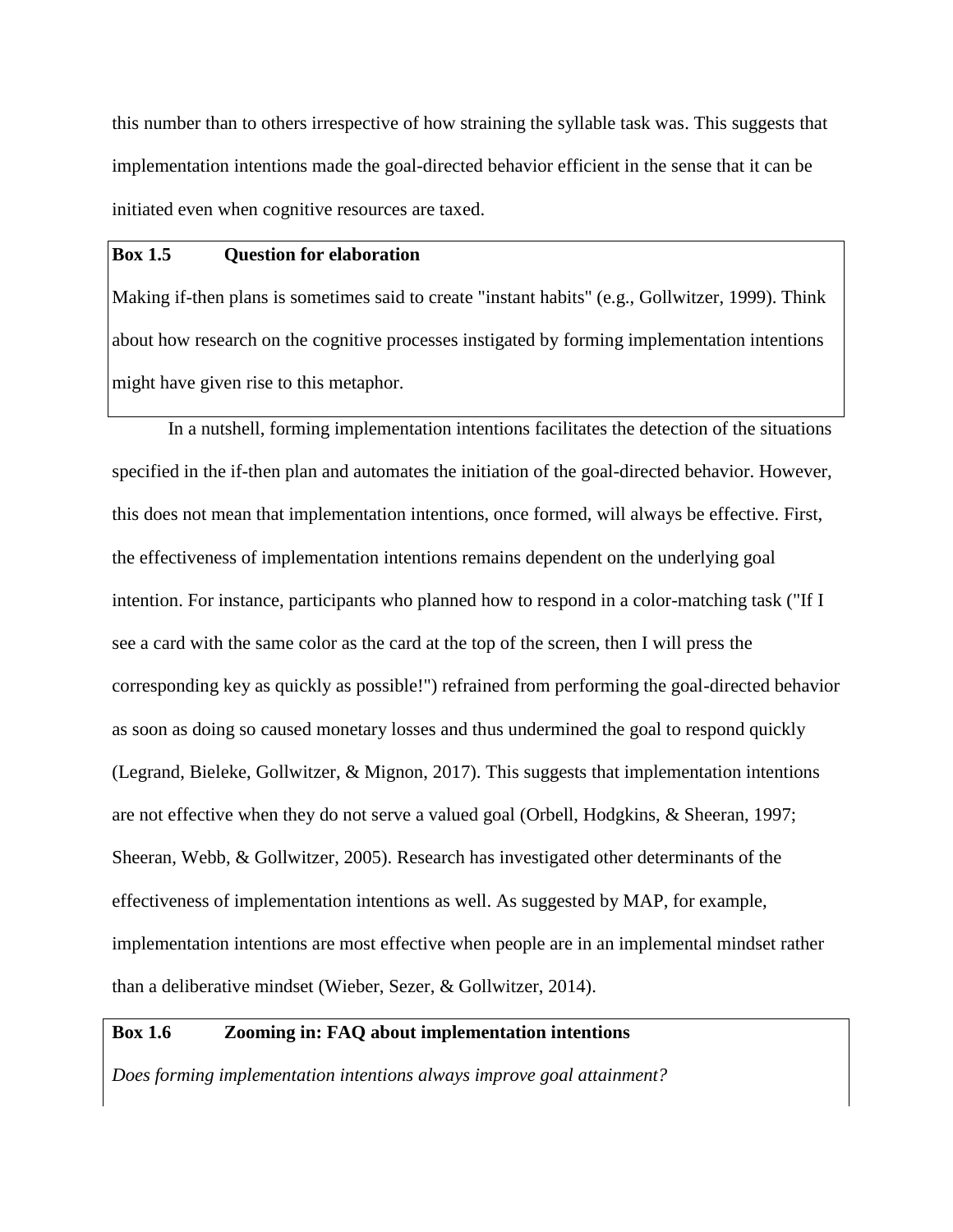this number than to others irrespective of how straining the syllable task was. This suggests that implementation intentions made the goal-directed behavior efficient in the sense that it can be initiated even when cognitive resources are taxed.

> **Box 1.5 Question for elaboration**
>
> Making if-then plans is sometimes said to create "instant habits" (e.g., Gollwitzer, 1999). Think about how research on the cognitive processes instigated by forming implementation intentions might have given rise to this metaphor.

In a nutshell, forming implementation intentions facilitates the detection of the situations specified in the if-then plan and automates the initiation of the goal-directed behavior. However, this does not mean that implementation intentions, once formed, will always be effective. First, the effectiveness of implementation intentions remains dependent on the underlying goal intention. For instance, participants who planned how to respond in a color-matching task ("If I see a card with the same color as the card at the top of the screen, then I will press the corresponding key as quickly as possible!") refrained from performing the goal-directed behavior as soon as doing so caused monetary losses and thus undermined the goal to respond quickly (Legrand, Bieleke, Gollwitzer, & Mignon, 2017). This suggests that implementation intentions are not effective when they do not serve a valued goal (Orbell, Hodgkins, & Sheeran, 1997; Sheeran, Webb, & Gollwitzer, 2005). Research has investigated other determinants of the effectiveness of implementation intentions as well. As suggested by MAP, for example, implementation intentions are most effective when people are in an implemental mindset rather than a deliberative mindset (Wieber, Sezer, & Gollwitzer, 2014).

> **Box 1.6 Zooming in: FAQ about implementation intentions**
>
> *Does forming implementation intentions always improve goal attainment?*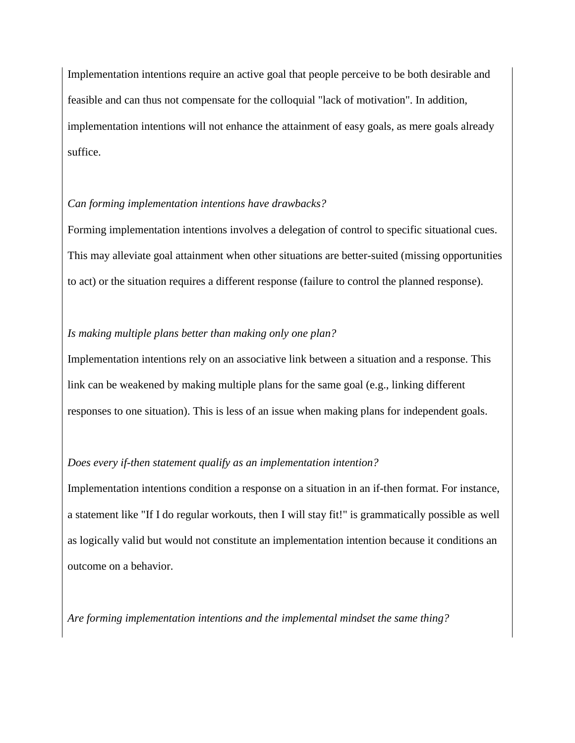Implementation intentions require an active goal that people perceive to be both desirable and feasible and can thus not compensate for the colloquial "lack of motivation". In addition, implementation intentions will not enhance the attainment of easy goals, as mere goals already suffice.

*Can forming implementation intentions have drawbacks?*

Forming implementation intentions involves a delegation of control to specific situational cues. This may alleviate goal attainment when other situations are better-suited (missing opportunities to act) or the situation requires a different response (failure to control the planned response).

*Is making multiple plans better than making only one plan?*

Implementation intentions rely on an associative link between a situation and a response. This link can be weakened by making multiple plans for the same goal (e.g., linking different responses to one situation). This is less of an issue when making plans for independent goals.

*Does every if-then statement qualify as an implementation intention?*

Implementation intentions condition a response on a situation in an if-then format. For instance, a statement like "If I do regular workouts, then I will stay fit!" is grammatically possible as well as logically valid but would not constitute an implementation intention because it conditions an outcome on a behavior.

*Are forming implementation intentions and the implemental mindset the same thing?*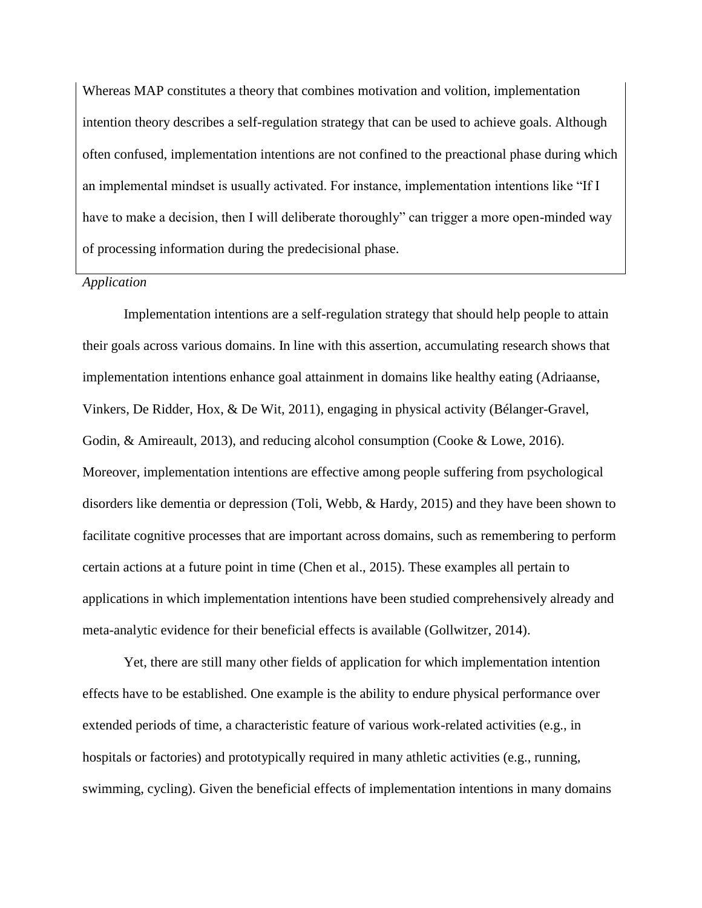Whereas MAP constitutes a theory that combines motivation and volition, implementation intention theory describes a self-regulation strategy that can be used to achieve goals. Although often confused, implementation intentions are not confined to the preactional phase during which an implemental mindset is usually activated. For instance, implementation intentions like "If I have to make a decision, then I will deliberate thoroughly" can trigger a more open-minded way of processing information during the predecisional phase.

*Application*

Implementation intentions are a self-regulation strategy that should help people to attain their goals across various domains. In line with this assertion, accumulating research shows that implementation intentions enhance goal attainment in domains like healthy eating (Adriaanse, Vinkers, De Ridder, Hox, & De Wit, 2011), engaging in physical activity (Bélanger-Gravel, Godin, & Amireault, 2013), and reducing alcohol consumption (Cooke & Lowe, 2016). Moreover, implementation intentions are effective among people suffering from psychological disorders like dementia or depression (Toli, Webb, & Hardy, 2015) and they have been shown to facilitate cognitive processes that are important across domains, such as remembering to perform certain actions at a future point in time (Chen et al., 2015). These examples all pertain to applications in which implementation intentions have been studied comprehensively already and meta-analytic evidence for their beneficial effects is available (Gollwitzer, 2014).

Yet, there are still many other fields of application for which implementation intention effects have to be established. One example is the ability to endure physical performance over extended periods of time, a characteristic feature of various work-related activities (e.g., in hospitals or factories) and prototypically required in many athletic activities (e.g., running, swimming, cycling). Given the beneficial effects of implementation intentions in many domains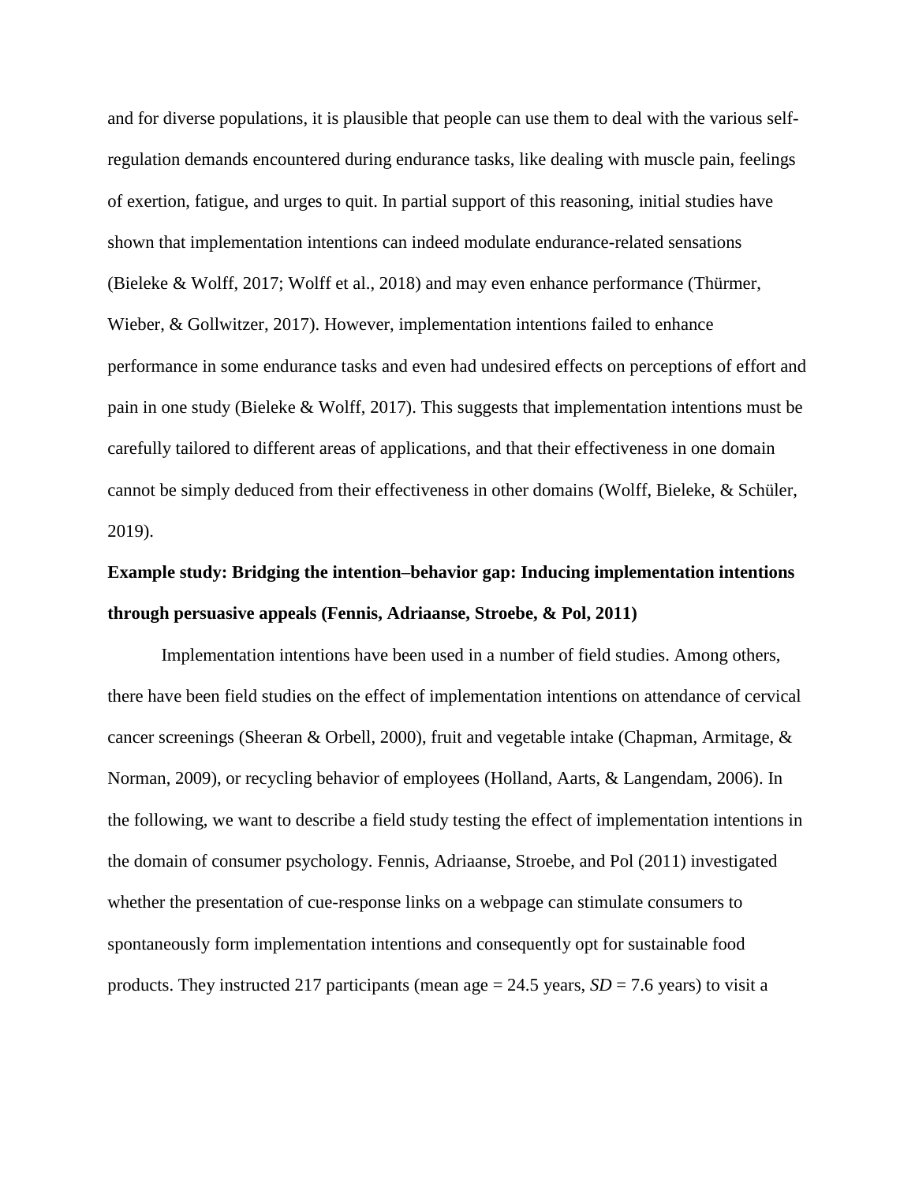and for diverse populations, it is plausible that people can use them to deal with the various self-regulation demands encountered during endurance tasks, like dealing with muscle pain, feelings of exertion, fatigue, and urges to quit. In partial support of this reasoning, initial studies have shown that implementation intentions can indeed modulate endurance-related sensations (Bieleke & Wolff, 2017; Wolff et al., 2018) and may even enhance performance (Thürmer, Wieber, & Gollwitzer, 2017). However, implementation intentions failed to enhance performance in some endurance tasks and even had undesired effects on perceptions of effort and pain in one study (Bieleke & Wolff, 2017). This suggests that implementation intentions must be carefully tailored to different areas of applications, and that their effectiveness in one domain cannot be simply deduced from their effectiveness in other domains (Wolff, Bieleke, & Schüler, 2019).

**Example study: Bridging the intention–behavior gap: Inducing implementation intentions through persuasive appeals (Fennis, Adriaanse, Stroebe, & Pol, 2011)**

Implementation intentions have been used in a number of field studies. Among others, there have been field studies on the effect of implementation intentions on attendance of cervical cancer screenings (Sheeran & Orbell, 2000), fruit and vegetable intake (Chapman, Armitage, & Norman, 2009), or recycling behavior of employees (Holland, Aarts, & Langendam, 2006). In the following, we want to describe a field study testing the effect of implementation intentions in the domain of consumer psychology. Fennis, Adriaanse, Stroebe, and Pol (2011) investigated whether the presentation of cue-response links on a webpage can stimulate consumers to spontaneously form implementation intentions and consequently opt for sustainable food products. They instructed 217 participants (mean age = 24.5 years, *SD* = 7.6 years) to visit a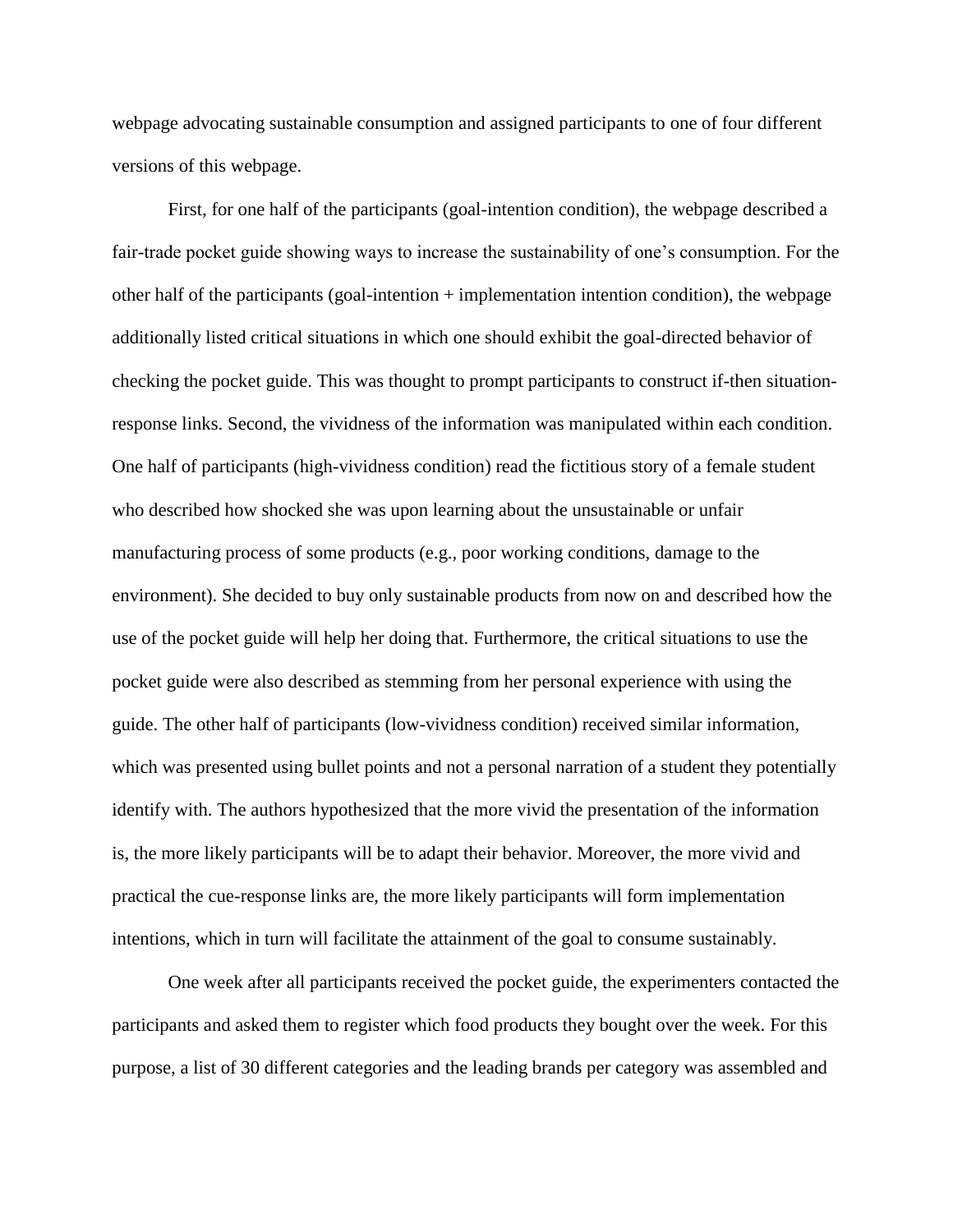webpage advocating sustainable consumption and assigned participants to one of four different versions of this webpage.

First, for one half of the participants (goal-intention condition), the webpage described a fair-trade pocket guide showing ways to increase the sustainability of one's consumption. For the other half of the participants (goal-intention + implementation intention condition), the webpage additionally listed critical situations in which one should exhibit the goal-directed behavior of checking the pocket guide. This was thought to prompt participants to construct if-then situation-response links. Second, the vividness of the information was manipulated within each condition. One half of participants (high-vividness condition) read the fictitious story of a female student who described how shocked she was upon learning about the unsustainable or unfair manufacturing process of some products (e.g., poor working conditions, damage to the environment). She decided to buy only sustainable products from now on and described how the use of the pocket guide will help her doing that. Furthermore, the critical situations to use the pocket guide were also described as stemming from her personal experience with using the guide. The other half of participants (low-vividness condition) received similar information, which was presented using bullet points and not a personal narration of a student they potentially identify with. The authors hypothesized that the more vivid the presentation of the information is, the more likely participants will be to adapt their behavior. Moreover, the more vivid and practical the cue-response links are, the more likely participants will form implementation intentions, which in turn will facilitate the attainment of the goal to consume sustainably.

One week after all participants received the pocket guide, the experimenters contacted the participants and asked them to register which food products they bought over the week. For this purpose, a list of 30 different categories and the leading brands per category was assembled and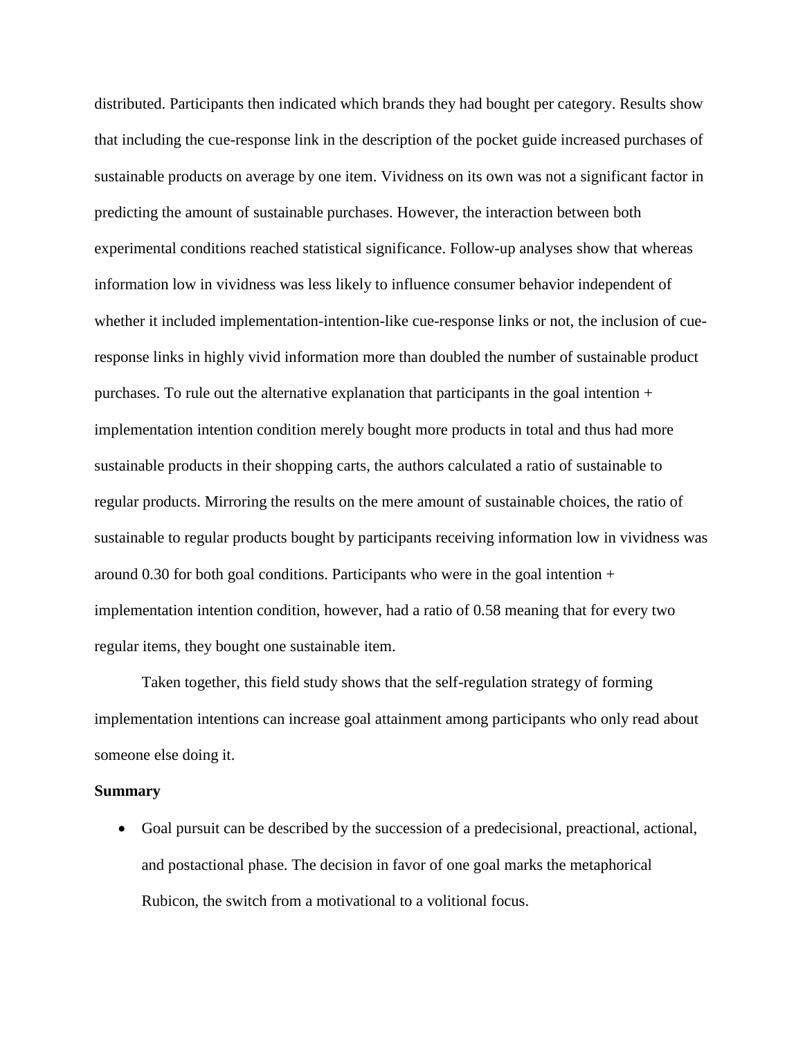distributed. Participants then indicated which brands they had bought per category. Results show that including the cue-response link in the description of the pocket guide increased purchases of sustainable products on average by one item. Vividness on its own was not a significant factor in predicting the amount of sustainable purchases. However, the interaction between both experimental conditions reached statistical significance. Follow-up analyses show that whereas information low in vividness was less likely to influence consumer behavior independent of whether it included implementation-intention-like cue-response links or not, the inclusion of cue-response links in highly vivid information more than doubled the number of sustainable product purchases. To rule out the alternative explanation that participants in the goal intention + implementation intention condition merely bought more products in total and thus had more sustainable products in their shopping carts, the authors calculated a ratio of sustainable to regular products. Mirroring the results on the mere amount of sustainable choices, the ratio of sustainable to regular products bought by participants receiving information low in vividness was around 0.30 for both goal conditions. Participants who were in the goal intention + implementation intention condition, however, had a ratio of 0.58 meaning that for every two regular items, they bought one sustainable item.

Taken together, this field study shows that the self-regulation strategy of forming implementation intentions can increase goal attainment among participants who only read about someone else doing it.

**Summary**

- Goal pursuit can be described by the succession of a predecisional, preactional, actional, and postactional phase. The decision in favor of one goal marks the metaphorical Rubicon, the switch from a motivational to a volitional focus.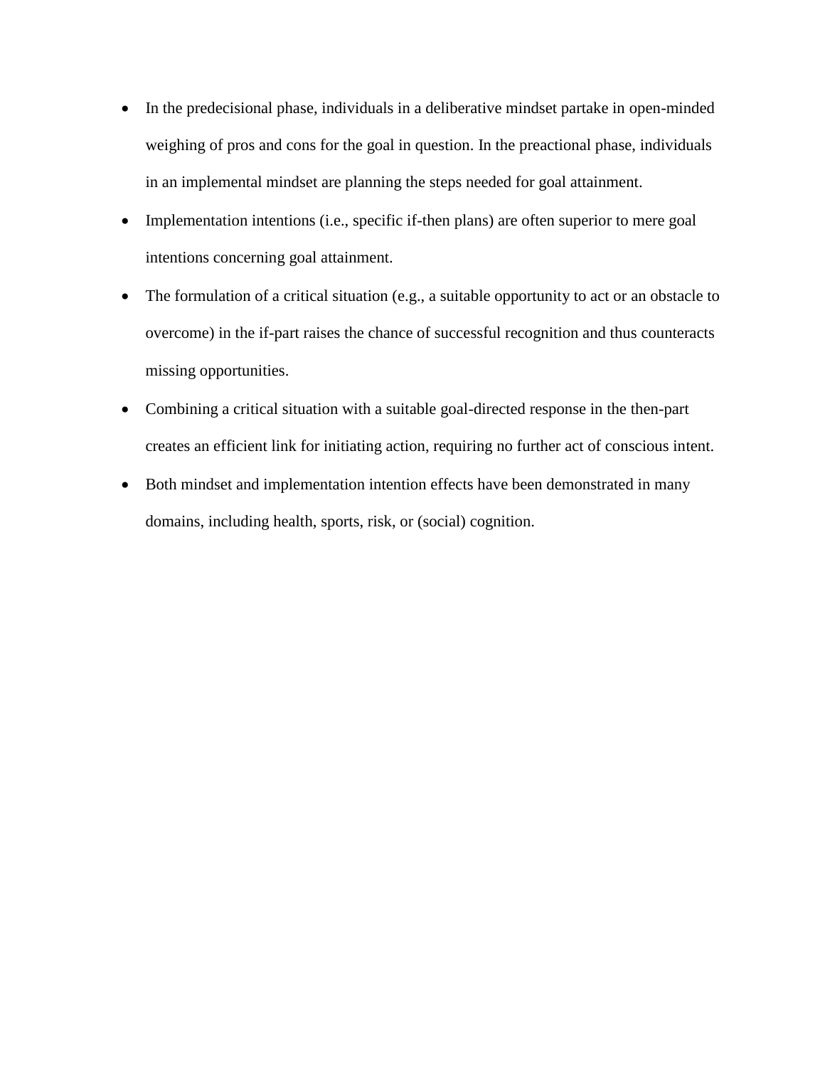- In the predecisional phase, individuals in a deliberative mindset partake in open-minded weighing of pros and cons for the goal in question. In the preactional phase, individuals in an implemental mindset are planning the steps needed for goal attainment.
- Implementation intentions (i.e., specific if-then plans) are often superior to mere goal intentions concerning goal attainment.
- The formulation of a critical situation (e.g., a suitable opportunity to act or an obstacle to overcome) in the if-part raises the chance of successful recognition and thus counteracts missing opportunities.
- Combining a critical situation with a suitable goal-directed response in the then-part creates an efficient link for initiating action, requiring no further act of conscious intent.
- Both mindset and implementation intention effects have been demonstrated in many domains, including health, sports, risk, or (social) cognition.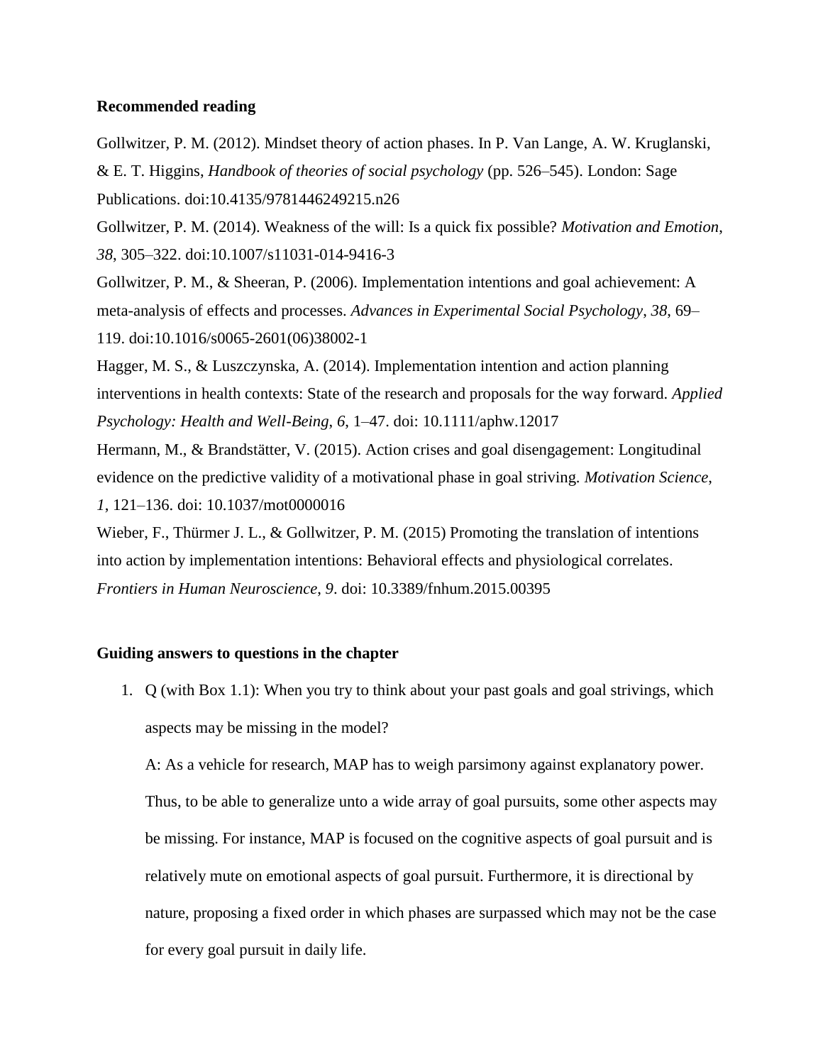**Recommended reading**

Gollwitzer, P. M. (2012). Mindset theory of action phases. In P. Van Lange, A. W. Kruglanski, & E. T. Higgins, *Handbook of theories of social psychology* (pp. 526–545). London: Sage Publications. doi:10.4135/9781446249215.n26

Gollwitzer, P. M. (2014). Weakness of the will: Is a quick fix possible? *Motivation and Emotion, 38*, 305–322. doi:10.1007/s11031-014-9416-3

Gollwitzer, P. M., & Sheeran, P. (2006). Implementation intentions and goal achievement: A meta-analysis of effects and processes. *Advances in Experimental Social Psychology*, *38*, 69–119. doi:10.1016/s0065-2601(06)38002-1

Hagger, M. S., & Luszczynska, A. (2014). Implementation intention and action planning interventions in health contexts: State of the research and proposals for the way forward. *Applied Psychology: Health and Well-Being*, *6*, 1–47. doi: 10.1111/aphw.12017

Hermann, M., & Brandstätter, V. (2015). Action crises and goal disengagement: Longitudinal evidence on the predictive validity of a motivational phase in goal striving. *Motivation Science*, *1*, 121–136. doi: 10.1037/mot0000016

Wieber, F., Thürmer J. L., & Gollwitzer, P. M. (2015) Promoting the translation of intentions into action by implementation intentions: Behavioral effects and physiological correlates. *Frontiers in Human Neuroscience*, *9*. doi: 10.3389/fnhum.2015.00395

**Guiding answers to questions in the chapter**

1. Q (with Box 1.1): When you try to think about your past goals and goal strivings, which aspects may be missing in the model?

   A: As a vehicle for research, MAP has to weigh parsimony against explanatory power. Thus, to be able to generalize unto a wide array of goal pursuits, some other aspects may be missing. For instance, MAP is focused on the cognitive aspects of goal pursuit and is relatively mute on emotional aspects of goal pursuit. Furthermore, it is directional by nature, proposing a fixed order in which phases are surpassed which may not be the case for every goal pursuit in daily life.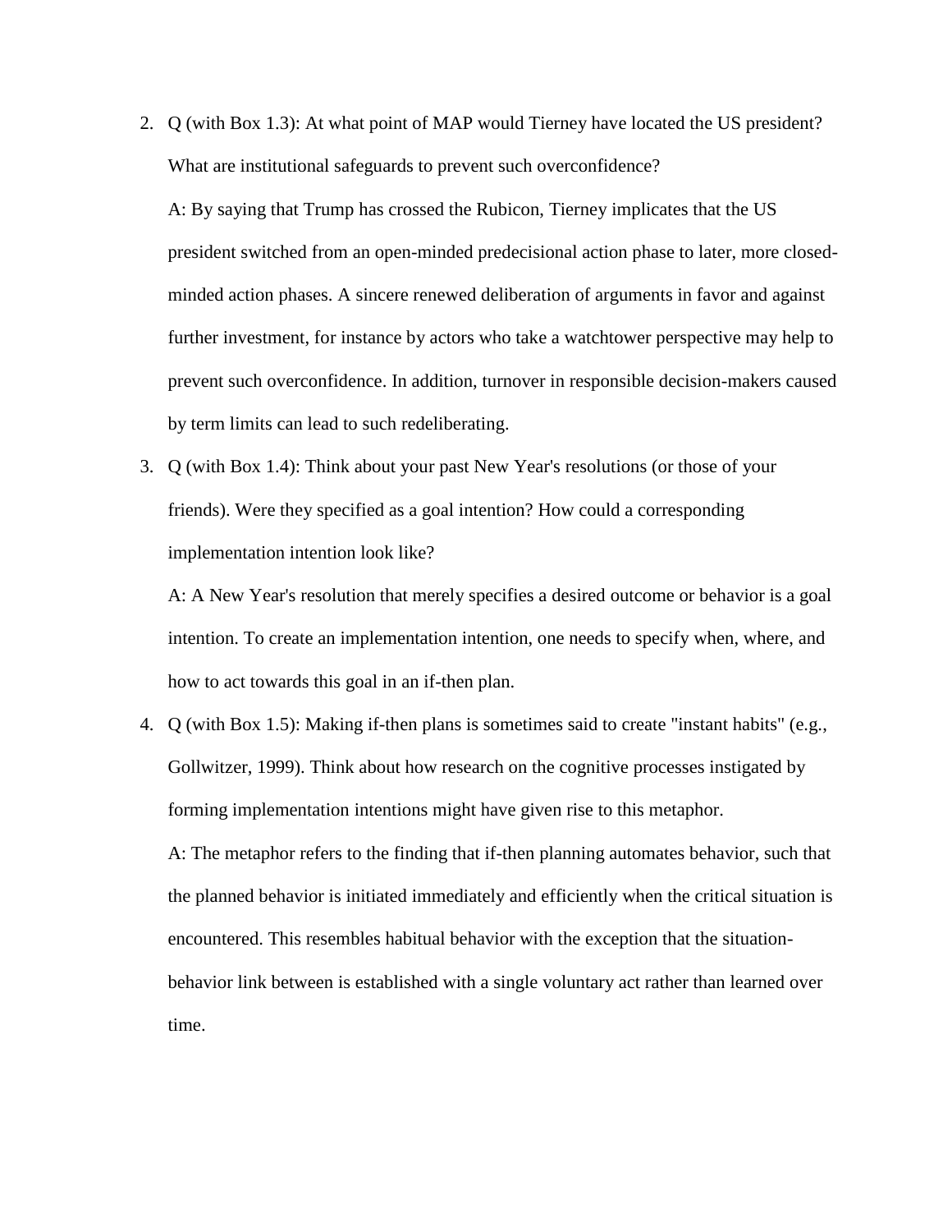2. Q (with Box 1.3): At what point of MAP would Tierney have located the US president? What are institutional safeguards to prevent such overconfidence?

   A: By saying that Trump has crossed the Rubicon, Tierney implicates that the US president switched from an open-minded predecisional action phase to later, more closed-minded action phases. A sincere renewed deliberation of arguments in favor and against further investment, for instance by actors who take a watchtower perspective may help to prevent such overconfidence. In addition, turnover in responsible decision-makers caused by term limits can lead to such redeliberating.

3. Q (with Box 1.4): Think about your past New Year's resolutions (or those of your friends). Were they specified as a goal intention? How could a corresponding implementation intention look like?

   A: A New Year's resolution that merely specifies a desired outcome or behavior is a goal intention. To create an implementation intention, one needs to specify when, where, and how to act towards this goal in an if-then plan.

4. Q (with Box 1.5): Making if-then plans is sometimes said to create "instant habits" (e.g., Gollwitzer, 1999). Think about how research on the cognitive processes instigated by forming implementation intentions might have given rise to this metaphor.

   A: The metaphor refers to the finding that if-then planning automates behavior, such that the planned behavior is initiated immediately and efficiently when the critical situation is encountered. This resembles habitual behavior with the exception that the situation-behavior link between is established with a single voluntary act rather than learned over time.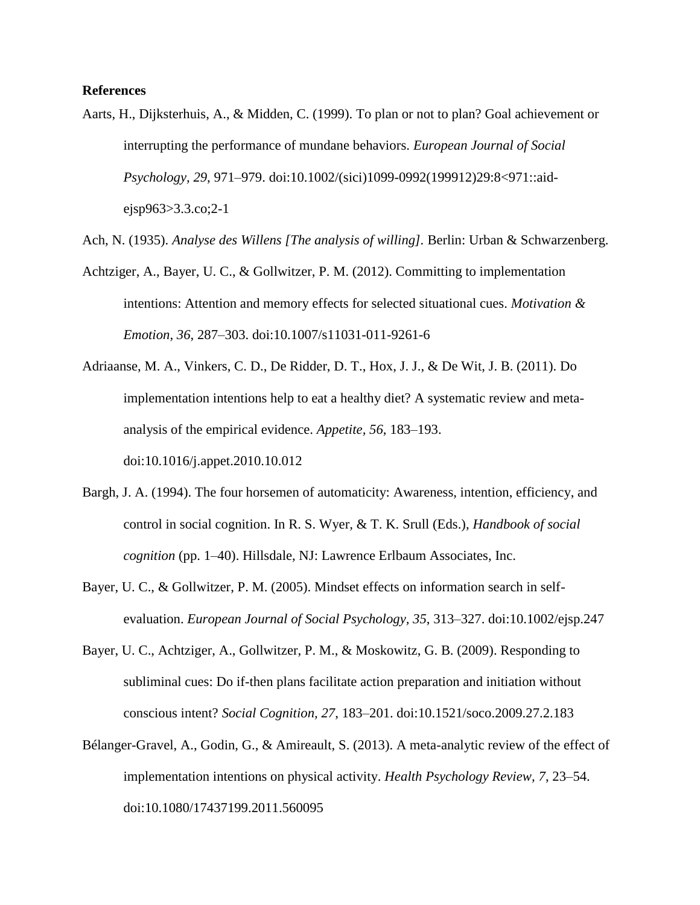**References**

Aarts, H., Dijksterhuis, A., & Midden, C. (1999). To plan or not to plan? Goal achievement or interrupting the performance of mundane behaviors. *European Journal of Social Psychology, 29*, 971–979. doi:10.1002/(sici)1099-0992(199912)29:8<971::aid-ejsp963>3.3.co;2-1

Ach, N. (1935). *Analyse des Willens [The analysis of willing]*. Berlin: Urban & Schwarzenberg.

Achtziger, A., Bayer, U. C., & Gollwitzer, P. M. (2012). Committing to implementation intentions: Attention and memory effects for selected situational cues. *Motivation & Emotion, 36*, 287–303. doi:10.1007/s11031-011-9261-6

Adriaanse, M. A., Vinkers, C. D., De Ridder, D. T., Hox, J. J., & De Wit, J. B. (2011). Do implementation intentions help to eat a healthy diet? A systematic review and meta-analysis of the empirical evidence. *Appetite, 56*, 183–193. doi:10.1016/j.appet.2010.10.012

Bargh, J. A. (1994). The four horsemen of automaticity: Awareness, intention, efficiency, and control in social cognition. In R. S. Wyer, & T. K. Srull (Eds.), *Handbook of social cognition* (pp. 1–40). Hillsdale, NJ: Lawrence Erlbaum Associates, Inc.

Bayer, U. C., & Gollwitzer, P. M. (2005). Mindset effects on information search in self-evaluation. *European Journal of Social Psychology, 35*, 313–327. doi:10.1002/ejsp.247

Bayer, U. C., Achtziger, A., Gollwitzer, P. M., & Moskowitz, G. B. (2009). Responding to subliminal cues: Do if-then plans facilitate action preparation and initiation without conscious intent? *Social Cognition, 27*, 183–201. doi:10.1521/soco.2009.27.2.183

Bélanger-Gravel, A., Godin, G., & Amireault, S. (2013). A meta-analytic review of the effect of implementation intentions on physical activity. *Health Psychology Review, 7*, 23–54. doi:10.1080/17437199.2011.560095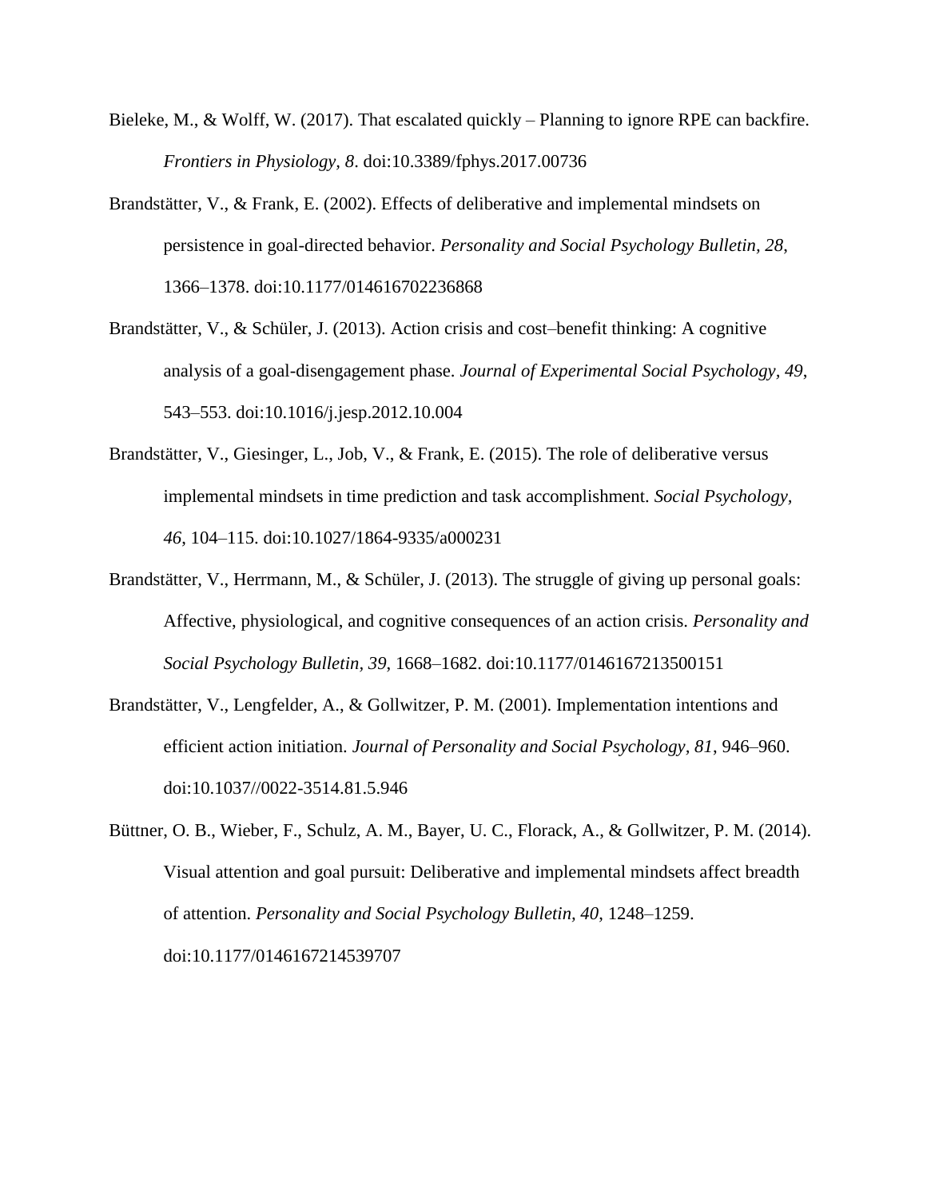Bieleke, M., & Wolff, W. (2017). That escalated quickly – Planning to ignore RPE can backfire. *Frontiers in Physiology, 8*. doi:10.3389/fphys.2017.00736

Brandstätter, V., & Frank, E. (2002). Effects of deliberative and implemental mindsets on persistence in goal-directed behavior. *Personality and Social Psychology Bulletin, 28*, 1366–1378. doi:10.1177/014616702236868

Brandstätter, V., & Schüler, J. (2013). Action crisis and cost–benefit thinking: A cognitive analysis of a goal-disengagement phase. *Journal of Experimental Social Psychology*, *49*, 543–553. doi:10.1016/j.jesp.2012.10.004

Brandstätter, V., Giesinger, L., Job, V., & Frank, E. (2015). The role of deliberative versus implemental mindsets in time prediction and task accomplishment. *Social Psychology*, *46*, 104–115. doi:10.1027/1864-9335/a000231

Brandstätter, V., Herrmann, M., & Schüler, J. (2013). The struggle of giving up personal goals: Affective, physiological, and cognitive consequences of an action crisis. *Personality and Social Psychology Bulletin, 39*, 1668–1682. doi:10.1177/0146167213500151

Brandstätter, V., Lengfelder, A., & Gollwitzer, P. M. (2001). Implementation intentions and efficient action initiation. *Journal of Personality and Social Psychology, 81*, 946–960. doi:10.1037//0022-3514.81.5.946

Büttner, O. B., Wieber, F., Schulz, A. M., Bayer, U. C., Florack, A., & Gollwitzer, P. M. (2014). Visual attention and goal pursuit: Deliberative and implemental mindsets affect breadth of attention. *Personality and Social Psychology Bulletin, 40*, 1248–1259. doi:10.1177/0146167214539707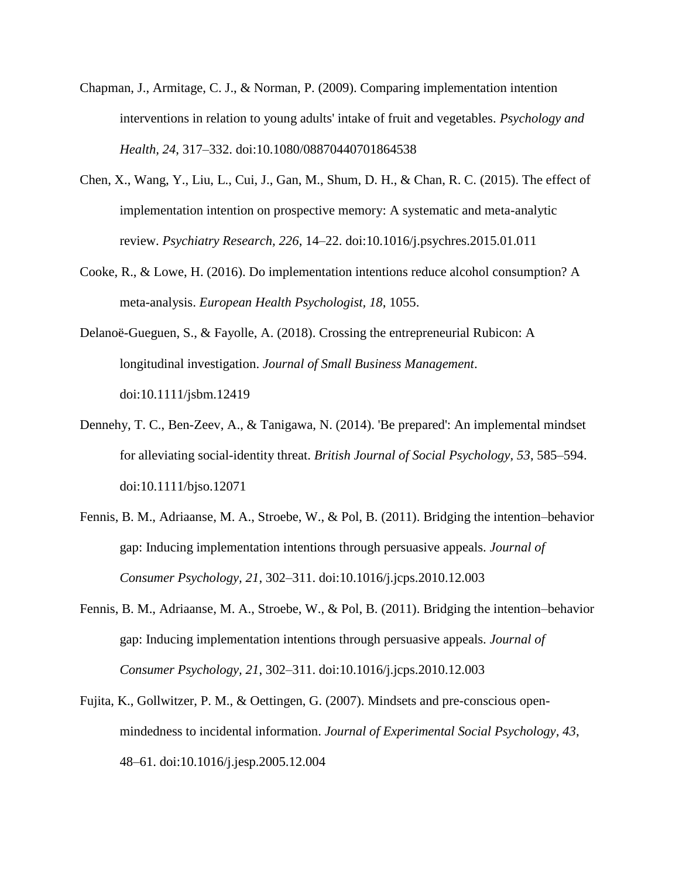Chapman, J., Armitage, C. J., & Norman, P. (2009). Comparing implementation intention interventions in relation to young adults' intake of fruit and vegetables. *Psychology and Health, 24*, 317–332. doi:10.1080/08870440701864538

Chen, X., Wang, Y., Liu, L., Cui, J., Gan, M., Shum, D. H., & Chan, R. C. (2015). The effect of implementation intention on prospective memory: A systematic and meta-analytic review. *Psychiatry Research, 226*, 14–22. doi:10.1016/j.psychres.2015.01.011

Cooke, R., & Lowe, H. (2016). Do implementation intentions reduce alcohol consumption? A meta-analysis. *European Health Psychologist, 18*, 1055.

Delanoë-Gueguen, S., & Fayolle, A. (2018). Crossing the entrepreneurial Rubicon: A longitudinal investigation. *Journal of Small Business Management*. doi:10.1111/jsbm.12419

Dennehy, T. C., Ben-Zeev, A., & Tanigawa, N. (2014). 'Be prepared': An implemental mindset for alleviating social-identity threat. *British Journal of Social Psychology, 53*, 585–594. doi:10.1111/bjso.12071

Fennis, B. M., Adriaanse, M. A., Stroebe, W., & Pol, B. (2011). Bridging the intention–behavior gap: Inducing implementation intentions through persuasive appeals. *Journal of Consumer Psychology, 21*, 302–311. doi:10.1016/j.jcps.2010.12.003

Fennis, B. M., Adriaanse, M. A., Stroebe, W., & Pol, B. (2011). Bridging the intention–behavior gap: Inducing implementation intentions through persuasive appeals. *Journal of Consumer Psychology, 21*, 302–311. doi:10.1016/j.jcps.2010.12.003

Fujita, K., Gollwitzer, P. M., & Oettingen, G. (2007). Mindsets and pre-conscious open-mindedness to incidental information. *Journal of Experimental Social Psychology, 43*, 48–61. doi:10.1016/j.jesp.2005.12.004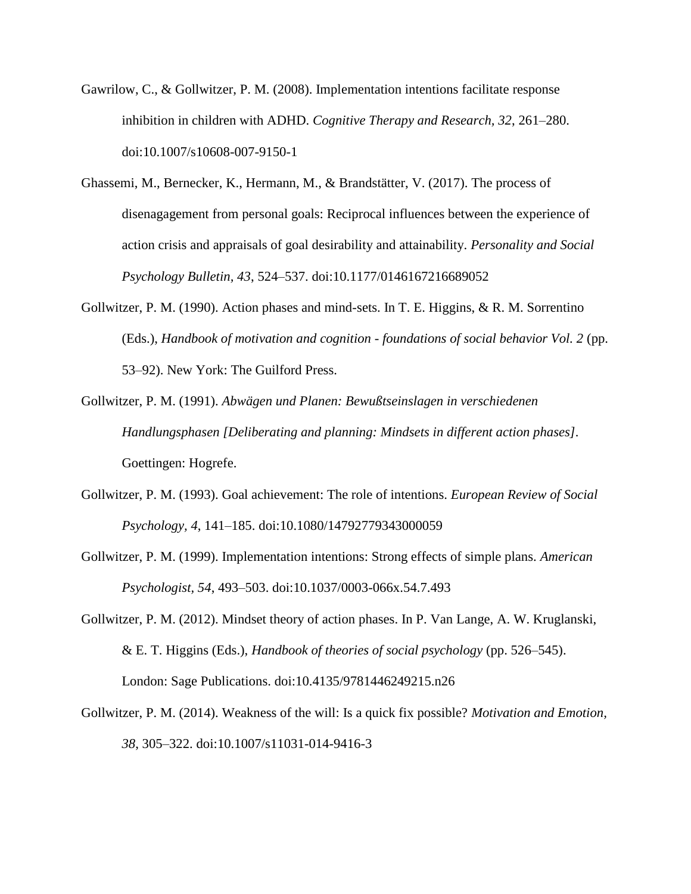Gawrilow, C., & Gollwitzer, P. M. (2008). Implementation intentions facilitate response inhibition in children with ADHD. *Cognitive Therapy and Research, 32*, 261–280. doi:10.1007/s10608-007-9150-1

Ghassemi, M., Bernecker, K., Hermann, M., & Brandstätter, V. (2017). The process of disenagagement from personal goals: Reciprocal influences between the experience of action crisis and appraisals of goal desirability and attainability. *Personality and Social Psychology Bulletin, 43*, 524–537. doi:10.1177/0146167216689052

Gollwitzer, P. M. (1990). Action phases and mind-sets. In T. E. Higgins, & R. M. Sorrentino (Eds.), *Handbook of motivation and cognition - foundations of social behavior Vol. 2* (pp. 53–92). New York: The Guilford Press.

Gollwitzer, P. M. (1991). *Abwägen und Planen: Bewußtseinslagen in verschiedenen Handlungsphasen [Deliberating and planning: Mindsets in different action phases]*. Goettingen: Hogrefe.

Gollwitzer, P. M. (1993). Goal achievement: The role of intentions. *European Review of Social Psychology, 4*, 141–185. doi:10.1080/14792779343000059

Gollwitzer, P. M. (1999). Implementation intentions: Strong effects of simple plans. *American Psychologist, 54*, 493–503. doi:10.1037/0003-066x.54.7.493

Gollwitzer, P. M. (2012). Mindset theory of action phases. In P. Van Lange, A. W. Kruglanski, & E. T. Higgins (Eds.), *Handbook of theories of social psychology* (pp. 526–545). London: Sage Publications. doi:10.4135/9781446249215.n26

Gollwitzer, P. M. (2014). Weakness of the will: Is a quick fix possible? *Motivation and Emotion, 38*, 305–322. doi:10.1007/s11031-014-9416-3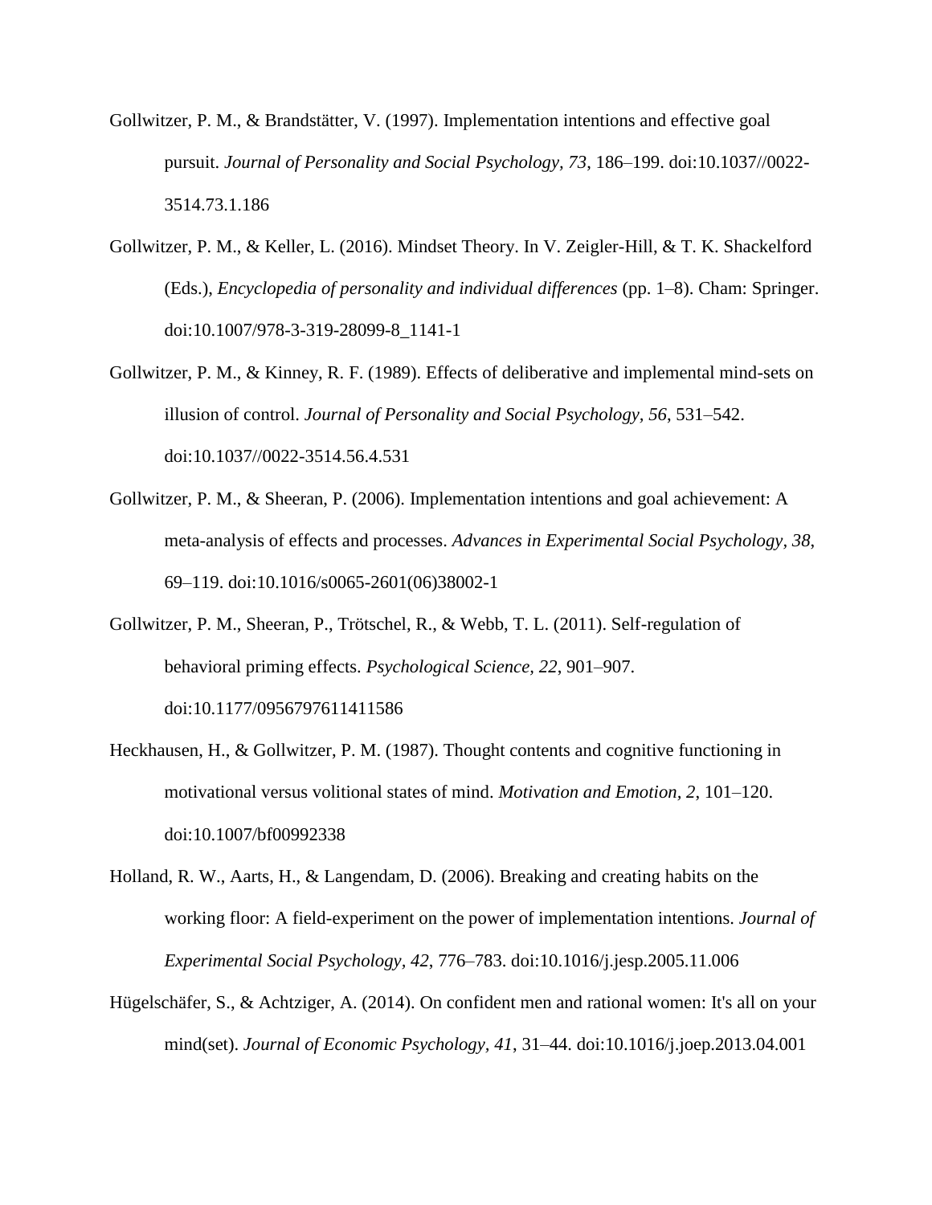Gollwitzer, P. M., & Brandstätter, V. (1997). Implementation intentions and effective goal pursuit. *Journal of Personality and Social Psychology, 73*, 186–199. doi:10.1037//0022-3514.73.1.186

Gollwitzer, P. M., & Keller, L. (2016). Mindset Theory. In V. Zeigler-Hill, & T. K. Shackelford (Eds.), *Encyclopedia of personality and individual differences* (pp. 1–8). Cham: Springer. doi:10.1007/978-3-319-28099-8_1141-1

Gollwitzer, P. M., & Kinney, R. F. (1989). Effects of deliberative and implemental mind-sets on illusion of control. *Journal of Personality and Social Psychology, 56*, 531–542. doi:10.1037//0022-3514.56.4.531

Gollwitzer, P. M., & Sheeran, P. (2006). Implementation intentions and goal achievement: A meta-analysis of effects and processes. *Advances in Experimental Social Psychology, 38*, 69–119. doi:10.1016/s0065-2601(06)38002-1

Gollwitzer, P. M., Sheeran, P., Trötschel, R., & Webb, T. L. (2011). Self-regulation of behavioral priming effects. *Psychological Science, 22*, 901–907. doi:10.1177/0956797611411586

Heckhausen, H., & Gollwitzer, P. M. (1987). Thought contents and cognitive functioning in motivational versus volitional states of mind. *Motivation and Emotion, 2*, 101–120. doi:10.1007/bf00992338

Holland, R. W., Aarts, H., & Langendam, D. (2006). Breaking and creating habits on the working floor: A field-experiment on the power of implementation intentions. *Journal of Experimental Social Psychology, 42*, 776–783. doi:10.1016/j.jesp.2005.11.006

Hügelschäfer, S., & Achtziger, A. (2014). On confident men and rational women: It's all on your mind(set). *Journal of Economic Psychology, 41*, 31–44. doi:10.1016/j.joep.2013.04.001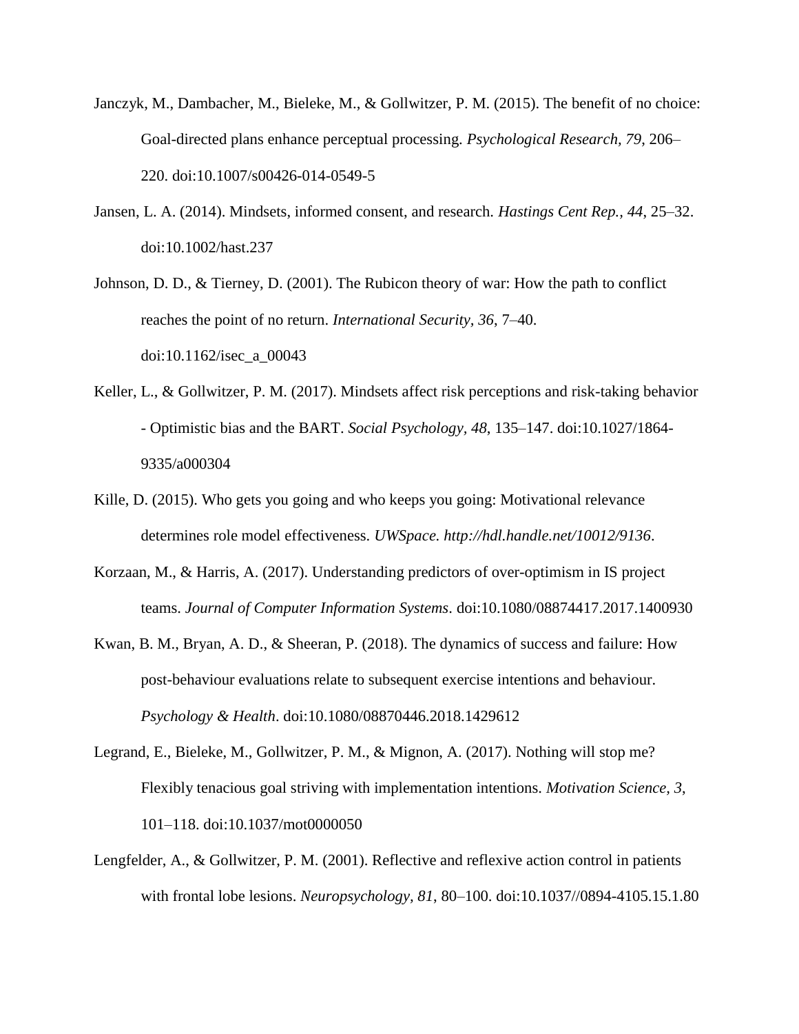Janczyk, M., Dambacher, M., Bieleke, M., & Gollwitzer, P. M. (2015). The benefit of no choice: Goal-directed plans enhance perceptual processing. *Psychological Research*, *79*, 206–220. doi:10.1007/s00426-014-0549-5

Jansen, L. A. (2014). Mindsets, informed consent, and research. *Hastings Cent Rep., 44*, 25–32. doi:10.1002/hast.237

Johnson, D. D., & Tierney, D. (2001). The Rubicon theory of war: How the path to conflict reaches the point of no return. *International Security*, *36*, 7–40. doi:10.1162/isec_a_00043

Keller, L., & Gollwitzer, P. M. (2017). Mindsets affect risk perceptions and risk-taking behavior - Optimistic bias and the BART. *Social Psychology*, *48*, 135–147. doi:10.1027/1864-9335/a000304

Kille, D. (2015). Who gets you going and who keeps you going: Motivational relevance determines role model effectiveness. *UWSpace. http://hdl.handle.net/10012/9136*.

Korzaan, M., & Harris, A. (2017). Understanding predictors of over-optimism in IS project teams. *Journal of Computer Information Systems*. doi:10.1080/08874417.2017.1400930

Kwan, B. M., Bryan, A. D., & Sheeran, P. (2018). The dynamics of success and failure: How post-behaviour evaluations relate to subsequent exercise intentions and behaviour. *Psychology & Health*. doi:10.1080/08870446.2018.1429612

Legrand, E., Bieleke, M., Gollwitzer, P. M., & Mignon, A. (2017). Nothing will stop me? Flexibly tenacious goal striving with implementation intentions. *Motivation Science, 3*, 101–118. doi:10.1037/mot0000050

Lengfelder, A., & Gollwitzer, P. M. (2001). Reflective and reflexive action control in patients with frontal lobe lesions. *Neuropsychology, 81*, 80–100. doi:10.1037//0894-4105.15.1.80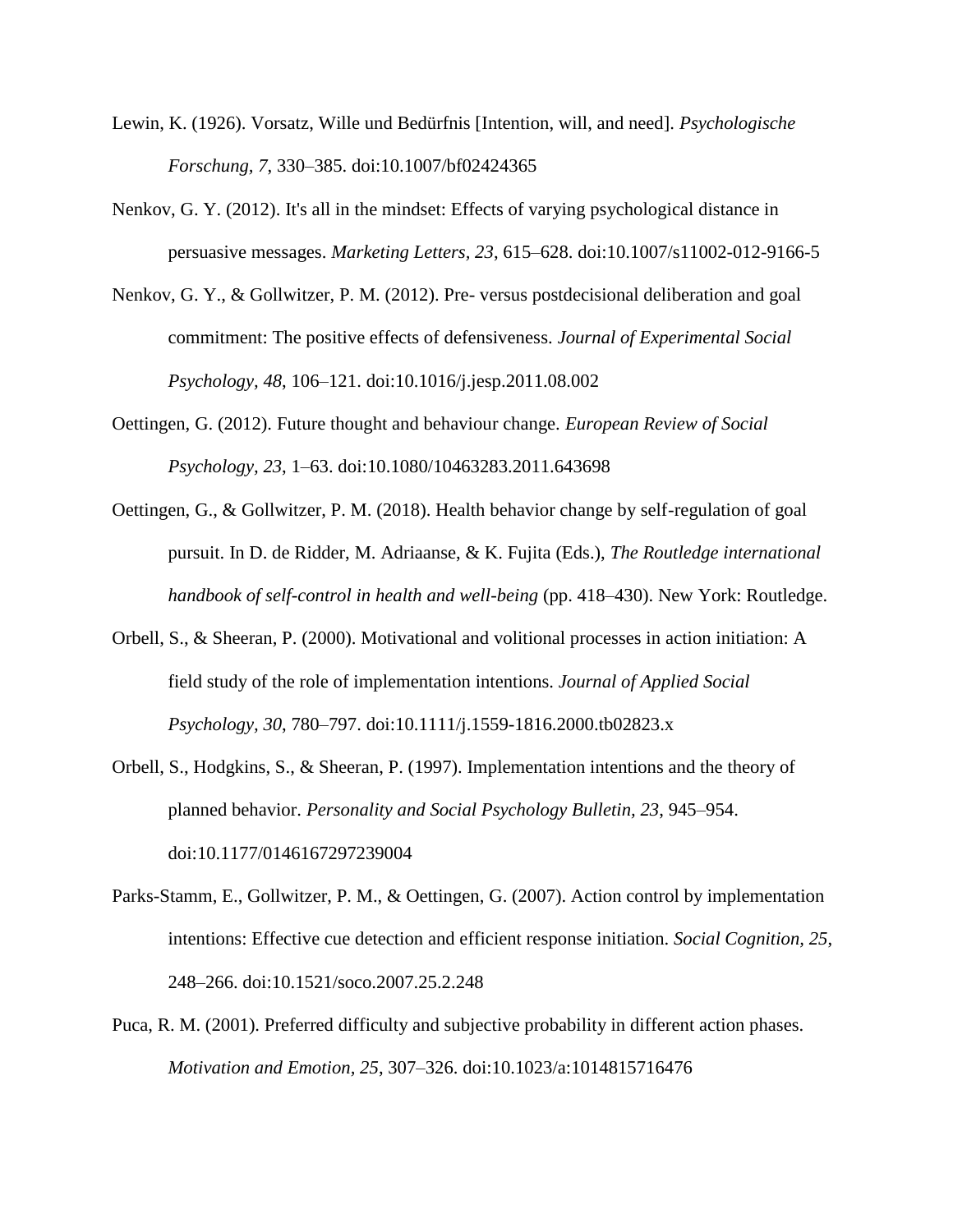Lewin, K. (1926). Vorsatz, Wille und Bedürfnis [Intention, will, and need]. *Psychologische Forschung, 7,* 330–385. doi:10.1007/bf02424365

Nenkov, G. Y. (2012). It's all in the mindset: Effects of varying psychological distance in persuasive messages. *Marketing Letters, 23*, 615–628. doi:10.1007/s11002-012-9166-5

Nenkov, G. Y., & Gollwitzer, P. M. (2012). Pre- versus postdecisional deliberation and goal commitment: The positive effects of defensiveness. *Journal of Experimental Social Psychology, 48*, 106–121. doi:10.1016/j.jesp.2011.08.002

Oettingen, G. (2012). Future thought and behaviour change. *European Review of Social Psychology, 23*, 1–63. doi:10.1080/10463283.2011.643698

Oettingen, G., & Gollwitzer, P. M. (2018). Health behavior change by self-regulation of goal pursuit. In D. de Ridder, M. Adriaanse, & K. Fujita (Eds.), *The Routledge international handbook of self-control in health and well-being* (pp. 418–430). New York: Routledge.

Orbell, S., & Sheeran, P. (2000). Motivational and volitional processes in action initiation: A field study of the role of implementation intentions. *Journal of Applied Social Psychology, 30*, 780–797. doi:10.1111/j.1559-1816.2000.tb02823.x

Orbell, S., Hodgkins, S., & Sheeran, P. (1997). Implementation intentions and the theory of planned behavior. *Personality and Social Psychology Bulletin, 23*, 945–954. doi:10.1177/0146167297239004

Parks-Stamm, E., Gollwitzer, P. M., & Oettingen, G. (2007). Action control by implementation intentions: Effective cue detection and efficient response initiation. *Social Cognition, 25*, 248–266. doi:10.1521/soco.2007.25.2.248

Puca, R. M. (2001). Preferred difficulty and subjective probability in different action phases. *Motivation and Emotion, 25*, 307–326. doi:10.1023/a:1014815716476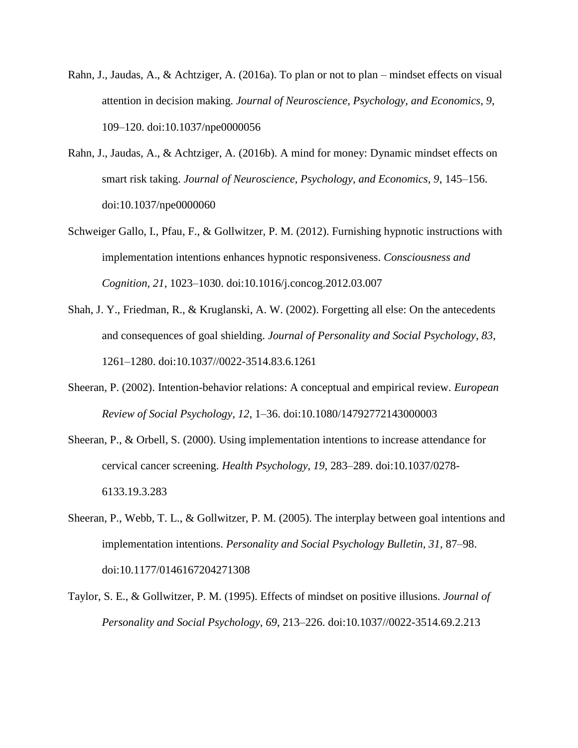Rahn, J., Jaudas, A., & Achtziger, A. (2016a). To plan or not to plan – mindset effects on visual attention in decision making. *Journal of Neuroscience, Psychology, and Economics, 9*, 109–120. doi:10.1037/npe0000056

Rahn, J., Jaudas, A., & Achtziger, A. (2016b). A mind for money: Dynamic mindset effects on smart risk taking. *Journal of Neuroscience, Psychology, and Economics, 9*, 145–156. doi:10.1037/npe0000060

Schweiger Gallo, I., Pfau, F., & Gollwitzer, P. M. (2012). Furnishing hypnotic instructions with implementation intentions enhances hypnotic responsiveness. *Consciousness and Cognition, 21*, 1023–1030. doi:10.1016/j.concog.2012.03.007

Shah, J. Y., Friedman, R., & Kruglanski, A. W. (2002). Forgetting all else: On the antecedents and consequences of goal shielding. *Journal of Personality and Social Psychology, 83*, 1261–1280. doi:10.1037//0022-3514.83.6.1261

Sheeran, P. (2002). Intention-behavior relations: A conceptual and empirical review. *European Review of Social Psychology, 12*, 1–36. doi:10.1080/14792772143000003

Sheeran, P., & Orbell, S. (2000). Using implementation intentions to increase attendance for cervical cancer screening. *Health Psychology, 19*, 283–289. doi:10.1037/0278-6133.19.3.283

Sheeran, P., Webb, T. L., & Gollwitzer, P. M. (2005). The interplay between goal intentions and implementation intentions. *Personality and Social Psychology Bulletin, 31*, 87–98. doi:10.1177/0146167204271308

Taylor, S. E., & Gollwitzer, P. M. (1995). Effects of mindset on positive illusions. *Journal of Personality and Social Psychology, 69*, 213–226. doi:10.1037//0022-3514.69.2.213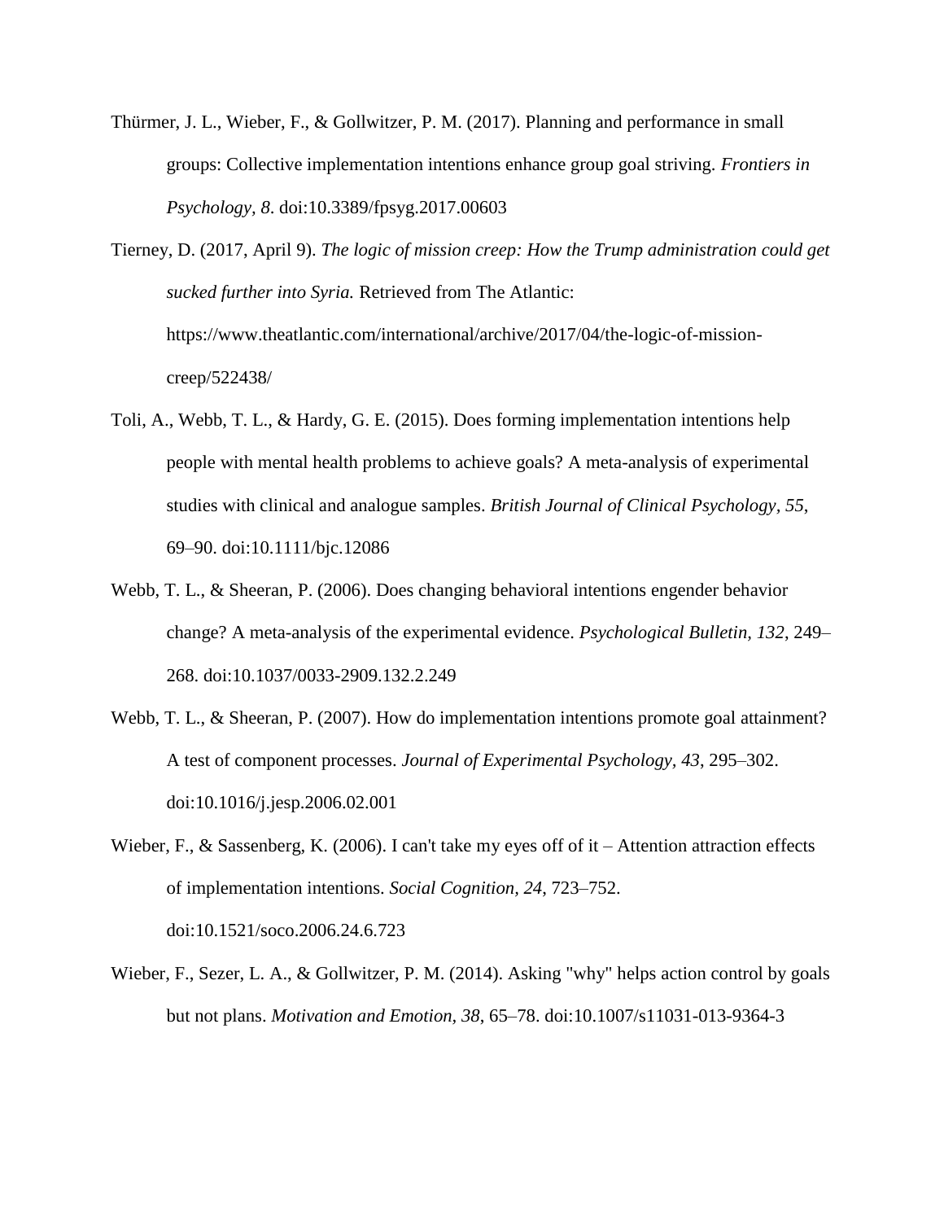Thürmer, J. L., Wieber, F., & Gollwitzer, P. M. (2017). Planning and performance in small groups: Collective implementation intentions enhance group goal striving. *Frontiers in Psychology, 8*. doi:10.3389/fpsyg.2017.00603

Tierney, D. (2017, April 9). *The logic of mission creep: How the Trump administration could get sucked further into Syria.* Retrieved from The Atlantic: https://www.theatlantic.com/international/archive/2017/04/the-logic-of-mission-creep/522438/

Toli, A., Webb, T. L., & Hardy, G. E. (2015). Does forming implementation intentions help people with mental health problems to achieve goals? A meta-analysis of experimental studies with clinical and analogue samples. *British Journal of Clinical Psychology, 55*, 69–90. doi:10.1111/bjc.12086

Webb, T. L., & Sheeran, P. (2006). Does changing behavioral intentions engender behavior change? A meta-analysis of the experimental evidence. *Psychological Bulletin, 132*, 249–268. doi:10.1037/0033-2909.132.2.249

Webb, T. L., & Sheeran, P. (2007). How do implementation intentions promote goal attainment? A test of component processes. *Journal of Experimental Psychology, 43*, 295–302. doi:10.1016/j.jesp.2006.02.001

Wieber, F., & Sassenberg, K. (2006). I can't take my eyes off of it – Attention attraction effects of implementation intentions. *Social Cognition, 24*, 723–752. doi:10.1521/soco.2006.24.6.723

Wieber, F., Sezer, L. A., & Gollwitzer, P. M. (2014). Asking "why" helps action control by goals but not plans. *Motivation and Emotion, 38*, 65–78. doi:10.1007/s11031-013-9364-3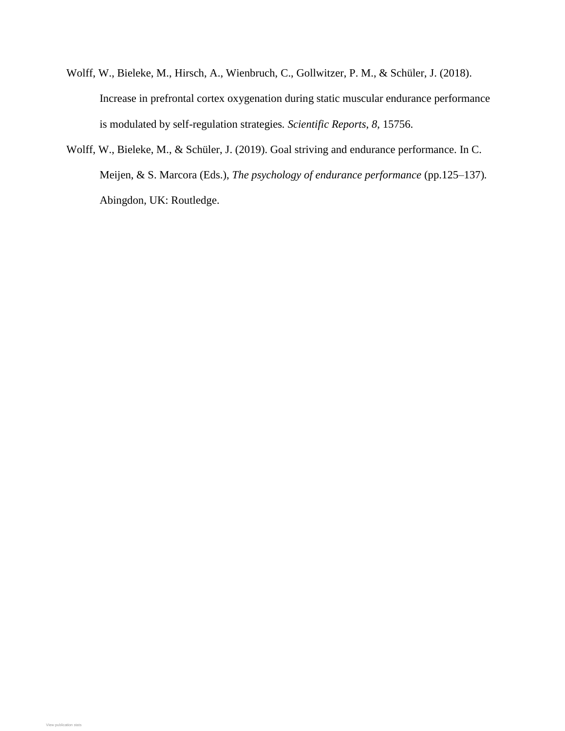Wolff, W., Bieleke, M., Hirsch, A., Wienbruch, C., Gollwitzer, P. M., & Schüler, J. (2018). Increase in prefrontal cortex oxygenation during static muscular endurance performance is modulated by self-regulation strategies. *Scientific Reports*, *8*, 15756.

Wolff, W., Bieleke, M., & Schüler, J. (2019). Goal striving and endurance performance. In C. Meijen, & S. Marcora (Eds.), *The psychology of endurance performance* (pp.125–137). Abingdon, UK: Routledge.